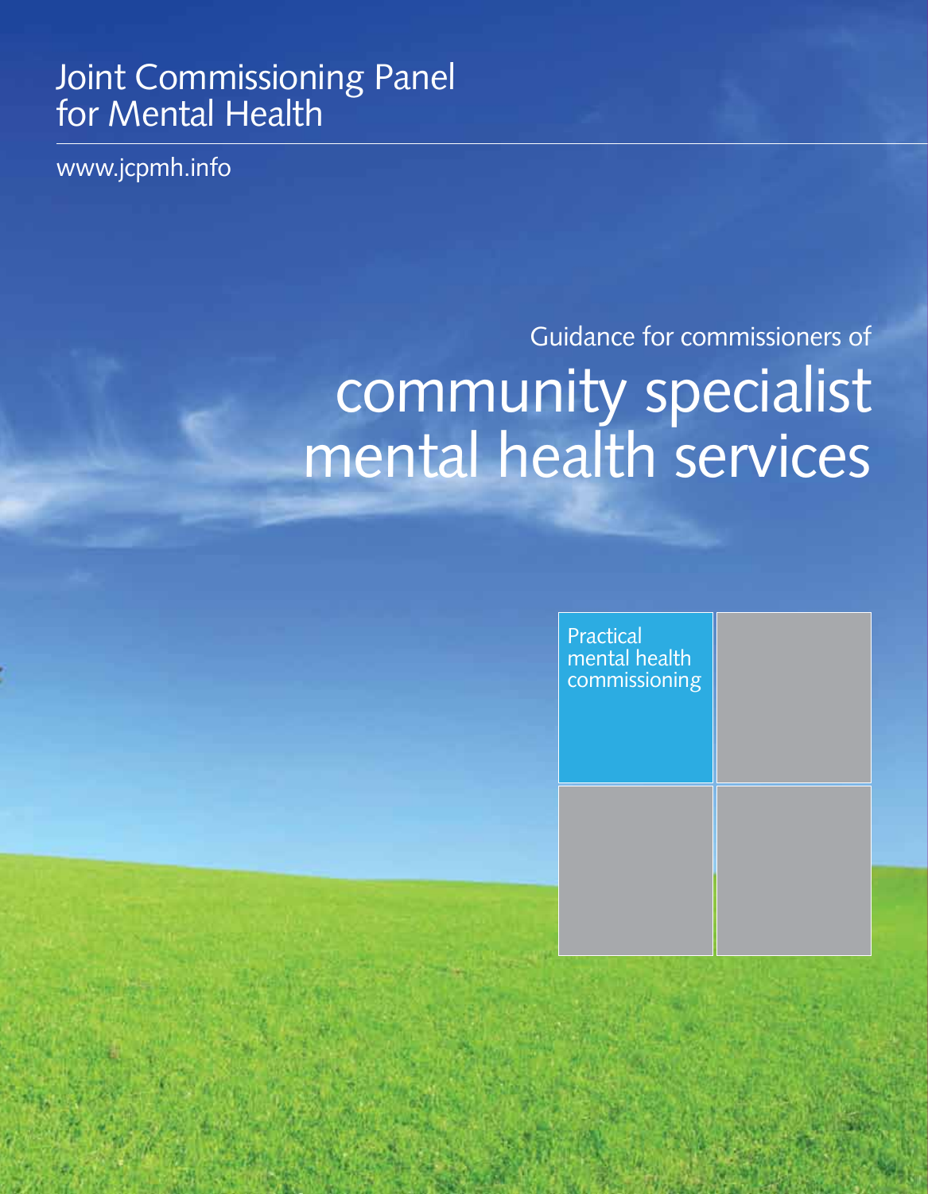Joint Commissioning Panel for Mental Health

www.jcpmh.info

Guidance for commissioners of

# community specialist mental health services

Practical mental health commissioning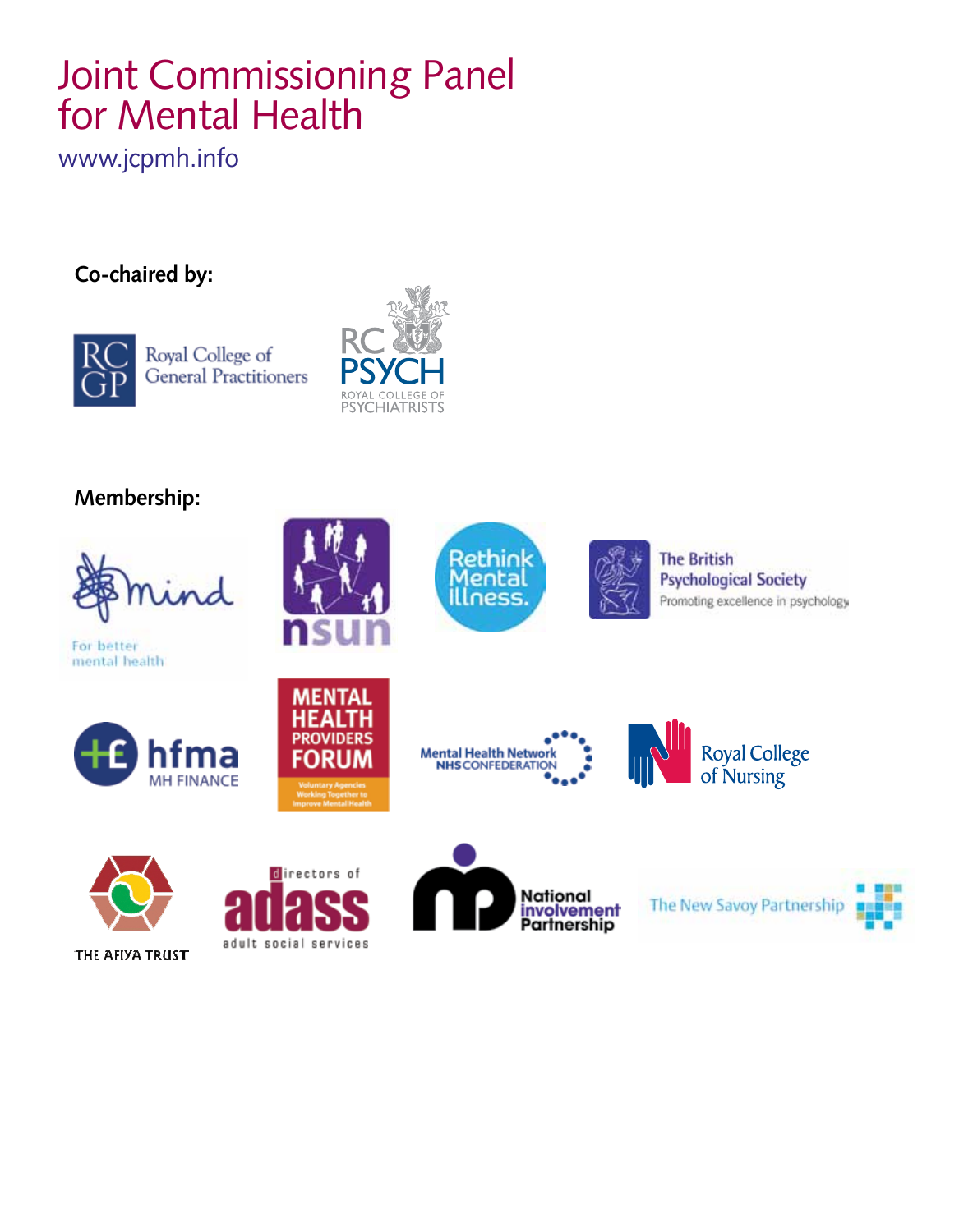# Joint Commissioning Panel for Mental Health

www.jcpmh.info

**Co-chaired by:**

Royal College of General Practitioners

RC PSYCH ROYAL COLLEGE OF PSYCHIATRISTS

**Membership:**

Mind — For better mental health

nsun

Rethink Mental Illness.

The British Psychological Society — Promoting excellence in psychology

hfma MH FINANCE

MENTAL HEALTH PROVIDERS FORUM — Voluntary Agencies Working Together to Improve Mental Health

Mental Health Network NHS CONFEDERATION

Royal College of Nursing

THE AFIYA TRUST

directors of adass adult social services

National involvement Partnership

The New Savoy Partnership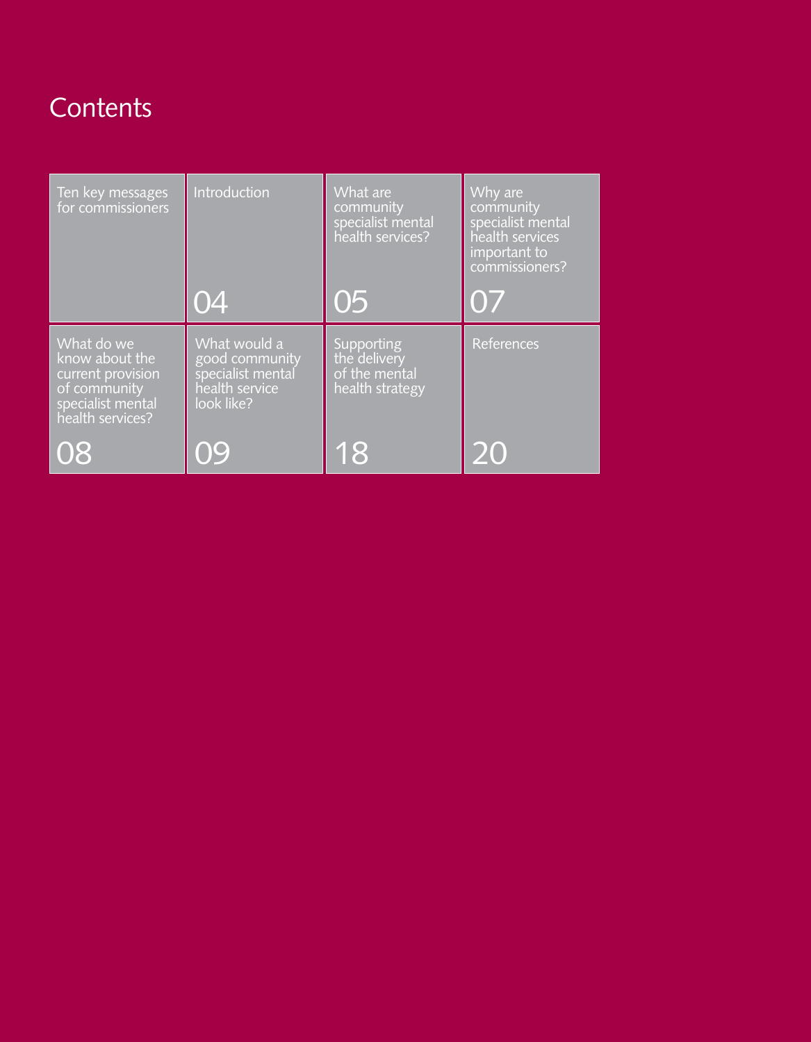# Contents

| Section | Page |
|---|---|
| Ten key messages for commissioners | |
| Introduction | 04 |
| What are community specialist mental health services? | 05 |
| Why are community specialist mental health services important to commissioners? | 07 |
| What do we know about the current provision of community specialist mental health services? | 08 |
| What would a good community specialist mental health service look like? | 09 |
| Supporting the delivery of the mental health strategy | 18 |
| References | 20 |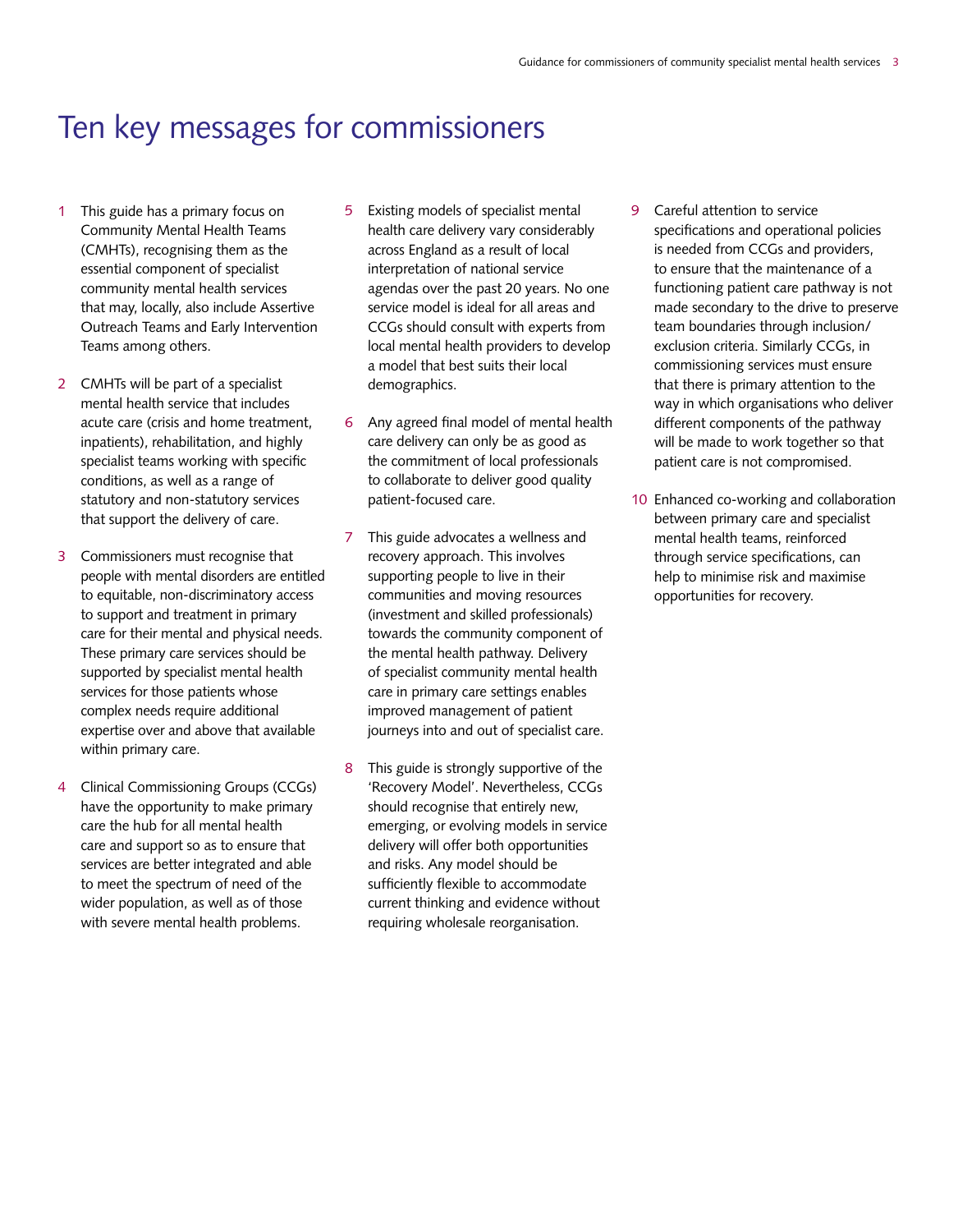# Ten key messages for commissioners

1. This guide has a primary focus on Community Mental Health Teams (CMHTs), recognising them as the essential component of specialist community mental health services that may, locally, also include Assertive Outreach Teams and Early Intervention Teams among others.

2. CMHTs will be part of a specialist mental health service that includes acute care (crisis and home treatment, inpatients), rehabilitation, and highly specialist teams working with specific conditions, as well as a range of statutory and non-statutory services that support the delivery of care.

3. Commissioners must recognise that people with mental disorders are entitled to equitable, non-discriminatory access to support and treatment in primary care for their mental and physical needs. These primary care services should be supported by specialist mental health services for those patients whose complex needs require additional expertise over and above that available within primary care.

4. Clinical Commissioning Groups (CCGs) have the opportunity to make primary care the hub for all mental health care and support so as to ensure that services are better integrated and able to meet the spectrum of need of the wider population, as well as of those with severe mental health problems.

5. Existing models of specialist mental health care delivery vary considerably across England as a result of local interpretation of national service agendas over the past 20 years. No one service model is ideal for all areas and CCGs should consult with experts from local mental health providers to develop a model that best suits their local demographics.

6. Any agreed final model of mental health care delivery can only be as good as the commitment of local professionals to collaborate to deliver good quality patient-focused care.

7. This guide advocates a wellness and recovery approach. This involves supporting people to live in their communities and moving resources (investment and skilled professionals) towards the community component of the mental health pathway. Delivery of specialist community mental health care in primary care settings enables improved management of patient journeys into and out of specialist care.

8. This guide is strongly supportive of the 'Recovery Model'. Nevertheless, CCGs should recognise that entirely new, emerging, or evolving models in service delivery will offer both opportunities and risks. Any model should be sufficiently flexible to accommodate current thinking and evidence without requiring wholesale reorganisation.

9. Careful attention to service specifications and operational policies is needed from CCGs and providers, to ensure that the maintenance of a functioning patient care pathway is not made secondary to the drive to preserve team boundaries through inclusion/exclusion criteria. Similarly CCGs, in commissioning services must ensure that there is primary attention to the way in which organisations who deliver different components of the pathway will be made to work together so that patient care is not compromised.

10. Enhanced co-working and collaboration between primary care and specialist mental health teams, reinforced through service specifications, can help to minimise risk and maximise opportunities for recovery.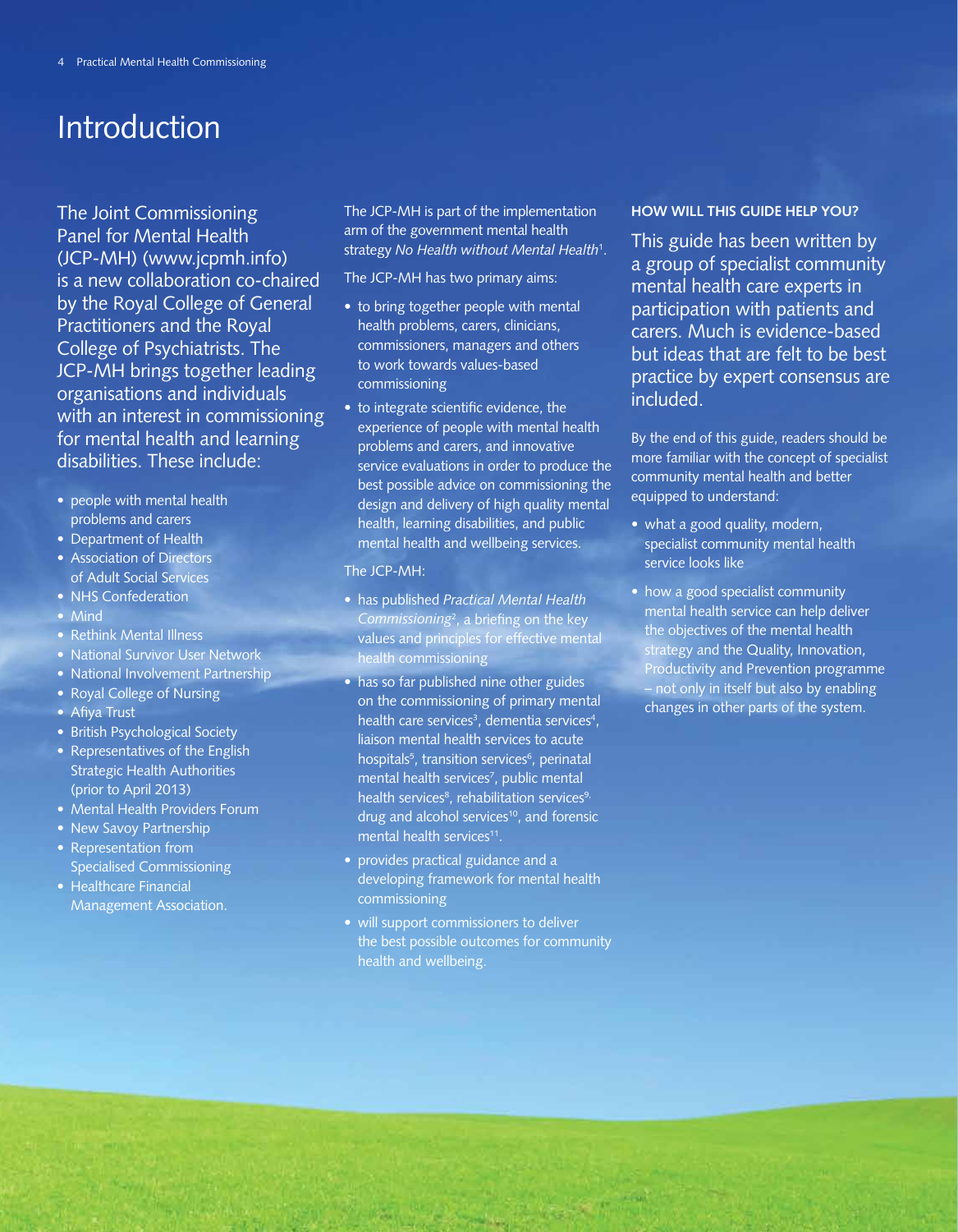# Introduction

The Joint Commissioning Panel for Mental Health (JCP-MH) (www.jcpmh.info) is a new collaboration co-chaired by the Royal College of General Practitioners and the Royal College of Psychiatrists. The JCP-MH brings together leading organisations and individuals with an interest in commissioning for mental health and learning disabilities. These include:

- people with mental health problems and carers
- Department of Health
- Association of Directors of Adult Social Services
- NHS Confederation
- Mind
- Rethink Mental Illness
- National Survivor User Network
- National Involvement Partnership
- Royal College of Nursing
- Afiya Trust
- British Psychological Society
- Representatives of the English Strategic Health Authorities (prior to April 2013)
- Mental Health Providers Forum
- New Savoy Partnership
- Representation from Specialised Commissioning
- Healthcare Financial Management Association.

The JCP-MH is part of the implementation arm of the government mental health strategy *No Health without Mental Health*[1].

The JCP-MH has two primary aims:

- to bring together people with mental health problems, carers, clinicians, commissioners, managers and others to work towards values-based commissioning
- to integrate scientific evidence, the experience of people with mental health problems and carers, and innovative service evaluations in order to produce the best possible advice on commissioning the design and delivery of high quality mental health, learning disabilities, and public mental health and wellbeing services.

The JCP-MH:

- has published *Practical Mental Health Commissioning*[2], a briefing on the key values and principles for effective mental health commissioning
- has so far published nine other guides on the commissioning of primary mental health care services[3], dementia services[4], liaison mental health services to acute hospitals[5], transition services[6], perinatal mental health services[7], public mental health services[8], rehabilitation services[9], drug and alcohol services[10], and forensic mental health services[11].
- provides practical guidance and a developing framework for mental health commissioning
- will support commissioners to deliver the best possible outcomes for community health and wellbeing.

### HOW WILL THIS GUIDE HELP YOU?

This guide has been written by a group of specialist community mental health care experts in participation with patients and carers. Much is evidence-based but ideas that are felt to be best practice by expert consensus are included.

By the end of this guide, readers should be more familiar with the concept of specialist community mental health and better equipped to understand:

- what a good quality, modern, specialist community mental health service looks like
- how a good specialist community mental health service can help deliver the objectives of the mental health strategy and the Quality, Innovation, Productivity and Prevention programme – not only in itself but also by enabling changes in other parts of the system.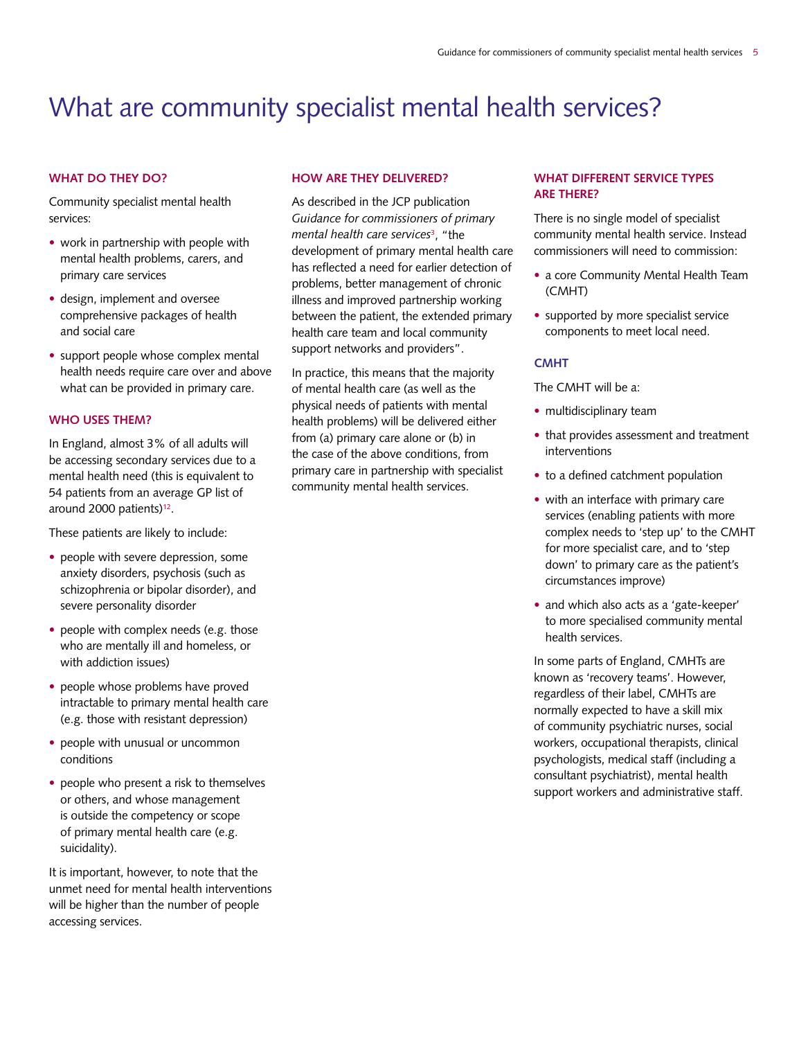# What are community specialist mental health services?

## WHAT DO THEY DO?

Community specialist mental health services:

- work in partnership with people with mental health problems, carers, and primary care services
- design, implement and oversee comprehensive packages of health and social care
- support people whose complex mental health needs require care over and above what can be provided in primary care.

## WHO USES THEM?

In England, almost 3% of all adults will be accessing secondary services due to a mental health need (this is equivalent to 54 patients from an average GP list of around 2000 patients)[12].

These patients are likely to include:

- people with severe depression, some anxiety disorders, psychosis (such as schizophrenia or bipolar disorder), and severe personality disorder
- people with complex needs (e.g. those who are mentally ill and homeless, or with addiction issues)
- people whose problems have proved intractable to primary mental health care (e.g. those with resistant depression)
- people with unusual or uncommon conditions
- people who present a risk to themselves or others, and whose management is outside the competency or scope of primary mental health care (e.g. suicidality).

It is important, however, to note that the unmet need for mental health interventions will be higher than the number of people accessing services.

## HOW ARE THEY DELIVERED?

As described in the JCP publication *Guidance for commissioners of primary mental health care services*[3], "the development of primary mental health care has reflected a need for earlier detection of problems, better management of chronic illness and improved partnership working between the patient, the extended primary health care team and local community support networks and providers".

In practice, this means that the majority of mental health care (as well as the physical needs of patients with mental health problems) will be delivered either from (a) primary care alone or (b) in the case of the above conditions, from primary care in partnership with specialist community mental health services.

## WHAT DIFFERENT SERVICE TYPES ARE THERE?

There is no single model of specialist community mental health service. Instead commissioners will need to commission:

- a core Community Mental Health Team (CMHT)
- supported by more specialist service components to meet local need.

### CMHT

The CMHT will be a:

- multidisciplinary team
- that provides assessment and treatment interventions
- to a defined catchment population
- with an interface with primary care services (enabling patients with more complex needs to 'step up' to the CMHT for more specialist care, and to 'step down' to primary care as the patient's circumstances improve)
- and which also acts as a 'gate-keeper' to more specialised community mental health services.

In some parts of England, CMHTs are known as 'recovery teams'. However, regardless of their label, CMHTs are normally expected to have a skill mix of community psychiatric nurses, social workers, occupational therapists, clinical psychologists, medical staff (including a consultant psychiatrist), mental health support workers and administrative staff.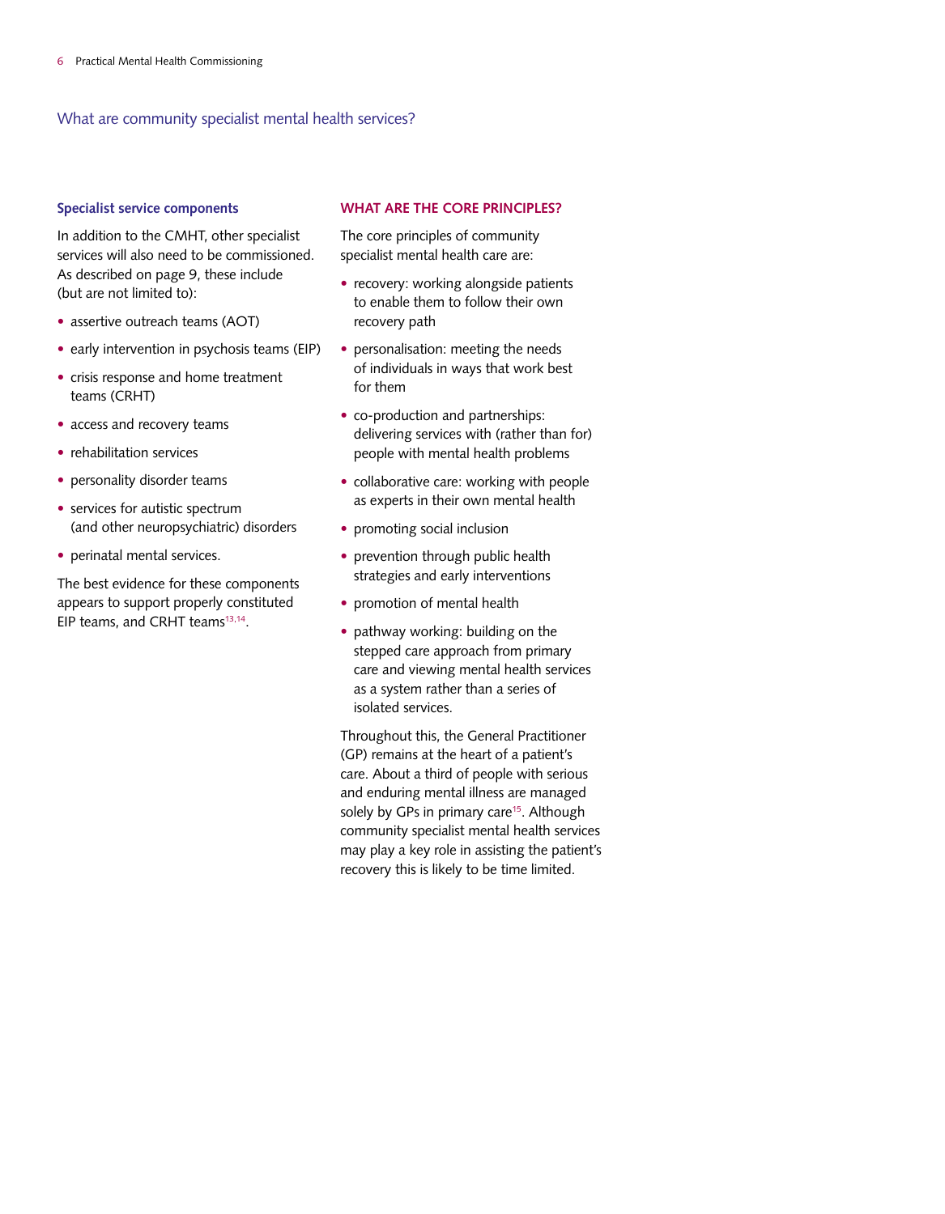## What are community specialist mental health services?

### Specialist service components

In addition to the CMHT, other specialist services will also need to be commissioned. As described on page 9, these include (but are not limited to):

- assertive outreach teams (AOT)
- early intervention in psychosis teams (EIP)
- crisis response and home treatment teams (CRHT)
- access and recovery teams
- rehabilitation services
- personality disorder teams
- services for autistic spectrum (and other neuropsychiatric) disorders
- perinatal mental services.

The best evidence for these components appears to support properly constituted EIP teams, and CRHT teams[13,14].

### WHAT ARE THE CORE PRINCIPLES?

The core principles of community specialist mental health care are:

- recovery: working alongside patients to enable them to follow their own recovery path
- personalisation: meeting the needs of individuals in ways that work best for them
- co-production and partnerships: delivering services with (rather than for) people with mental health problems
- collaborative care: working with people as experts in their own mental health
- promoting social inclusion
- prevention through public health strategies and early interventions
- promotion of mental health
- pathway working: building on the stepped care approach from primary care and viewing mental health services as a system rather than a series of isolated services.

Throughout this, the General Practitioner (GP) remains at the heart of a patient's care. About a third of people with serious and enduring mental illness are managed solely by GPs in primary care[15]. Although community specialist mental health services may play a key role in assisting the patient's recovery this is likely to be time limited.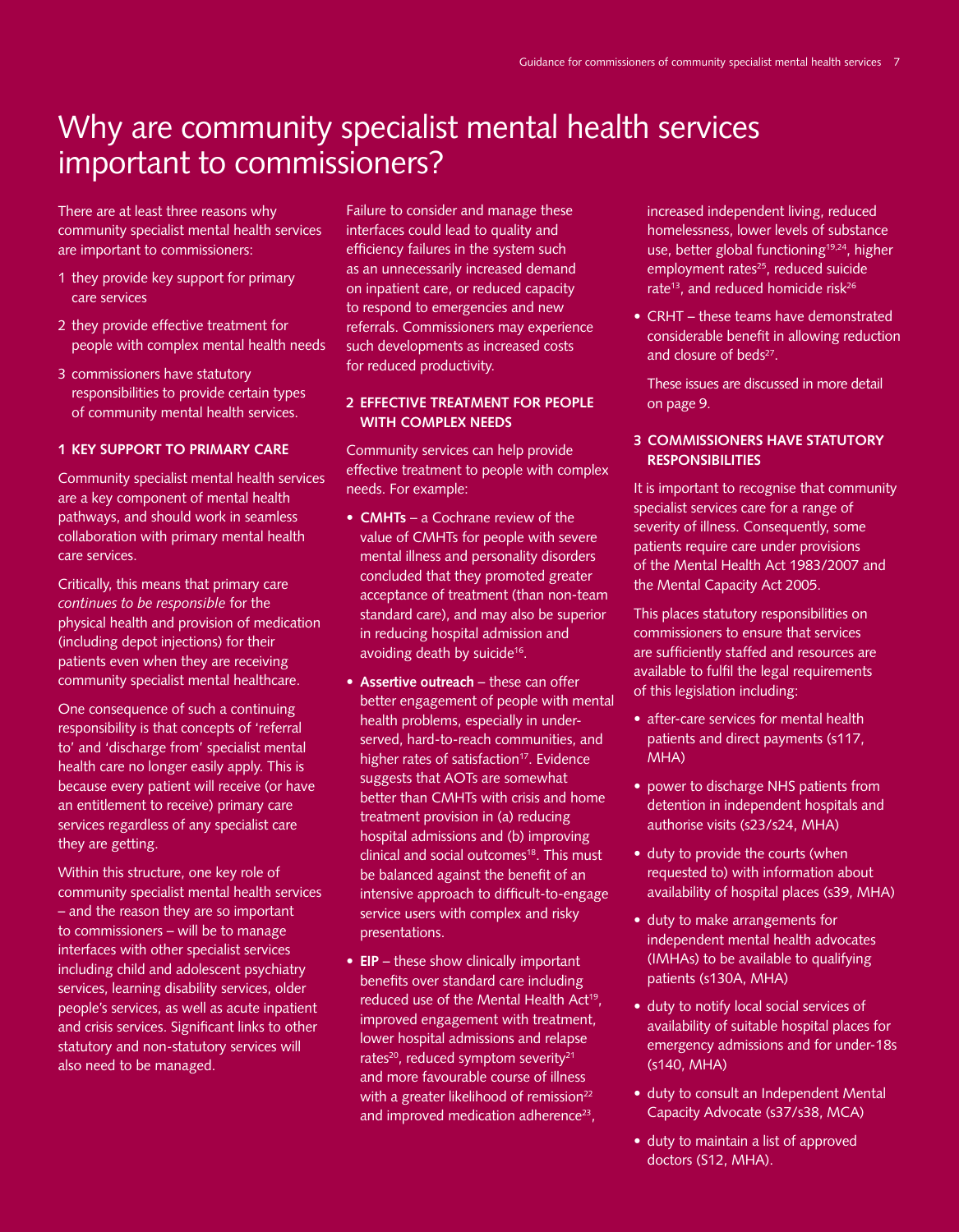# Why are community specialist mental health services important to commissioners?

There are at least three reasons why community specialist mental health services are important to commissioners:

1. they provide key support for primary care services
2. they provide effective treatment for people with complex mental health needs
3. commissioners have statutory responsibilities to provide certain types of community mental health services.

### 1 KEY SUPPORT TO PRIMARY CARE

Community specialist mental health services are a key component of mental health pathways, and should work in seamless collaboration with primary mental health care services.

Critically, this means that primary care *continues to be responsible* for the physical health and provision of medication (including depot injections) for their patients even when they are receiving community specialist mental healthcare.

One consequence of such a continuing responsibility is that concepts of 'referral to' and 'discharge from' specialist mental health care no longer easily apply. This is because every patient will receive (or have an entitlement to receive) primary care services regardless of any specialist care they are getting.

Within this structure, one key role of community specialist mental health services – and the reason they are so important to commissioners – will be to manage interfaces with other specialist services including child and adolescent psychiatry services, learning disability services, older people's services, as well as acute inpatient and crisis services. Significant links to other statutory and non-statutory services will also need to be managed.

Failure to consider and manage these interfaces could lead to quality and efficiency failures in the system such as an unnecessarily increased demand on inpatient care, or reduced capacity to respond to emergencies and new referrals. Commissioners may experience such developments as increased costs for reduced productivity.

### 2 EFFECTIVE TREATMENT FOR PEOPLE WITH COMPLEX NEEDS

Community services can help provide effective treatment to people with complex needs. For example:

- **CMHTs** – a Cochrane review of the value of CMHTs for people with severe mental illness and personality disorders concluded that they promoted greater acceptance of treatment (than non-team standard care), and may also be superior in reducing hospital admission and avoiding death by suicide[16].
- **Assertive outreach** – these can offer better engagement of people with mental health problems, especially in under-served, hard-to-reach communities, and higher rates of satisfaction[17]. Evidence suggests that AOTs are somewhat better than CMHTs with crisis and home treatment provision in (a) reducing hospital admissions and (b) improving clinical and social outcomes[18]. This must be balanced against the benefit of an intensive approach to difficult-to-engage service users with complex and risky presentations.
- **EIP** – these show clinically important benefits over standard care including reduced use of the Mental Health Act[19], improved engagement with treatment, lower hospital admissions and relapse rates[20], reduced symptom severity[21] and more favourable course of illness with a greater likelihood of remission[22] and improved medication adherence[23], increased independent living, reduced homelessness, lower levels of substance use, better global functioning[19,24], higher employment rates[25], reduced suicide rate[13], and reduced homicide risk[26]
- CRHT – these teams have demonstrated considerable benefit in allowing reduction and closure of beds[27].

  These issues are discussed in more detail on page 9.

### 3 COMMISSIONERS HAVE STATUTORY RESPONSIBILITIES

It is important to recognise that community specialist services care for a range of severity of illness. Consequently, some patients require care under provisions of the Mental Health Act 1983/2007 and the Mental Capacity Act 2005.

This places statutory responsibilities on commissioners to ensure that services are sufficiently staffed and resources are available to fulfil the legal requirements of this legislation including:

- after-care services for mental health patients and direct payments (s117, MHA)
- power to discharge NHS patients from detention in independent hospitals and authorise visits (s23/s24, MHA)
- duty to provide the courts (when requested to) with information about availability of hospital places (s39, MHA)
- duty to make arrangements for independent mental health advocates (IMHAs) to be available to qualifying patients (s130A, MHA)
- duty to notify local social services of availability of suitable hospital places for emergency admissions and for under-18s (s140, MHA)
- duty to consult an Independent Mental Capacity Advocate (s37/s38, MCA)
- duty to maintain a list of approved doctors (S12, MHA).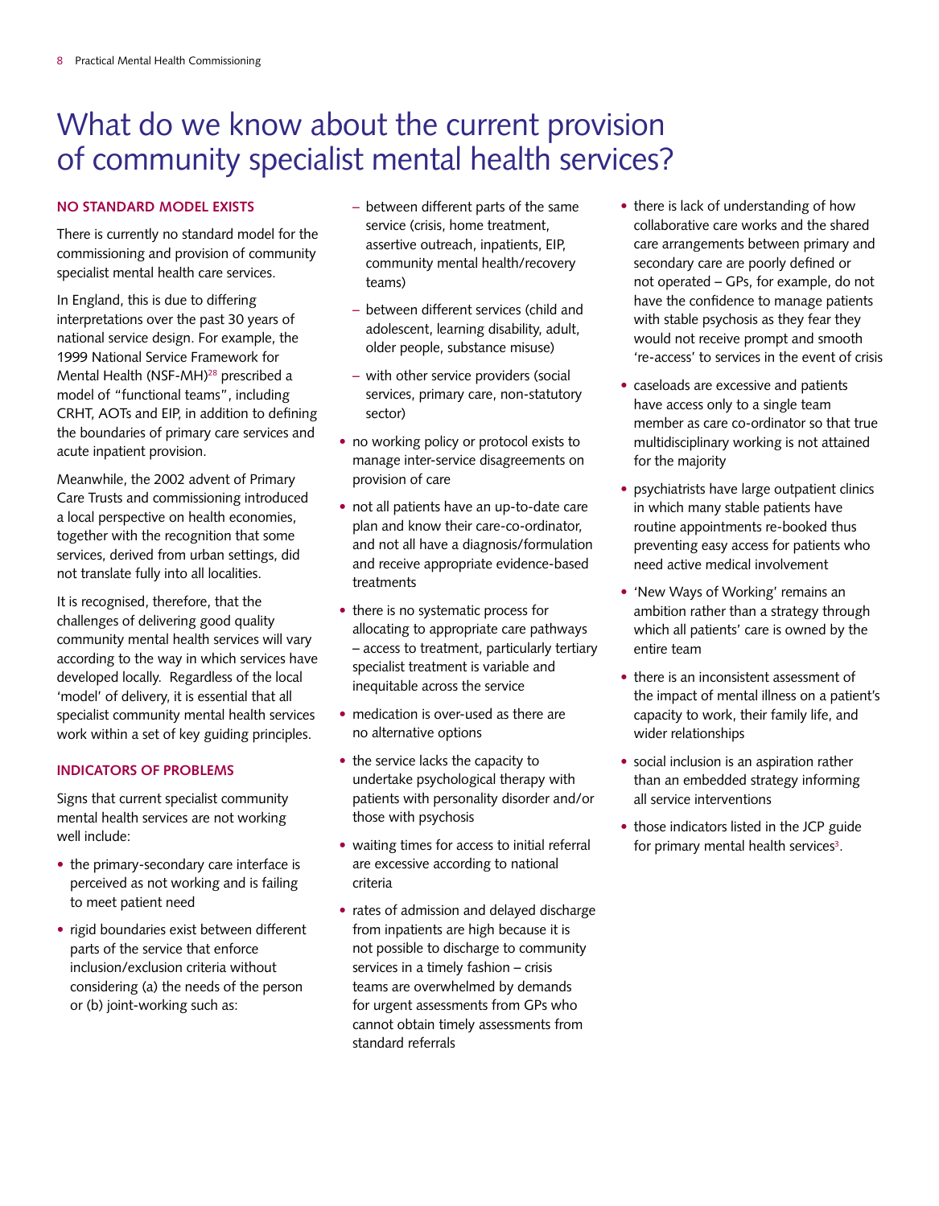# What do we know about the current provision of community specialist mental health services?

## NO STANDARD MODEL EXISTS

There is currently no standard model for the commissioning and provision of community specialist mental health care services.

In England, this is due to differing interpretations over the past 30 years of national service design. For example, the 1999 National Service Framework for Mental Health (NSF-MH)[28] prescribed a model of "functional teams", including CRHT, AOTs and EIP, in addition to defining the boundaries of primary care services and acute inpatient provision.

Meanwhile, the 2002 advent of Primary Care Trusts and commissioning introduced a local perspective on health economies, together with the recognition that some services, derived from urban settings, did not translate fully into all localities.

It is recognised, therefore, that the challenges of delivering good quality community mental health services will vary according to the way in which services have developed locally. Regardless of the local 'model' of delivery, it is essential that all specialist community mental health services work within a set of key guiding principles.

## INDICATORS OF PROBLEMS

Signs that current specialist community mental health services are not working well include:

- the primary-secondary care interface is perceived as not working and is failing to meet patient need
- rigid boundaries exist between different parts of the service that enforce inclusion/exclusion criteria without considering (a) the needs of the person or (b) joint-working such as:
  - between different parts of the same service (crisis, home treatment, assertive outreach, inpatients, EIP, community mental health/recovery teams)
  - between different services (child and adolescent, learning disability, adult, older people, substance misuse)
  - with other service providers (social services, primary care, non-statutory sector)
- no working policy or protocol exists to manage inter-service disagreements on provision of care
- not all patients have an up-to-date care plan and know their care-co-ordinator, and not all have a diagnosis/formulation and receive appropriate evidence-based treatments
- there is no systematic process for allocating to appropriate care pathways – access to treatment, particularly tertiary specialist treatment is variable and inequitable across the service
- medication is over-used as there are no alternative options
- the service lacks the capacity to undertake psychological therapy with patients with personality disorder and/or those with psychosis
- waiting times for access to initial referral are excessive according to national criteria
- rates of admission and delayed discharge from inpatients are high because it is not possible to discharge to community services in a timely fashion – crisis teams are overwhelmed by demands for urgent assessments from GPs who cannot obtain timely assessments from standard referrals
- there is lack of understanding of how collaborative care works and the shared care arrangements between primary and secondary care are poorly defined or not operated – GPs, for example, do not have the confidence to manage patients with stable psychosis as they fear they would not receive prompt and smooth 're-access' to services in the event of crisis
- caseloads are excessive and patients have access only to a single team member as care co-ordinator so that true multidisciplinary working is not attained for the majority
- psychiatrists have large outpatient clinics in which many stable patients have routine appointments re-booked thus preventing easy access for patients who need active medical involvement
- 'New Ways of Working' remains an ambition rather than a strategy through which all patients' care is owned by the entire team
- there is an inconsistent assessment of the impact of mental illness on a patient's capacity to work, their family life, and wider relationships
- social inclusion is an aspiration rather than an embedded strategy informing all service interventions
- those indicators listed in the JCP guide for primary mental health services[3].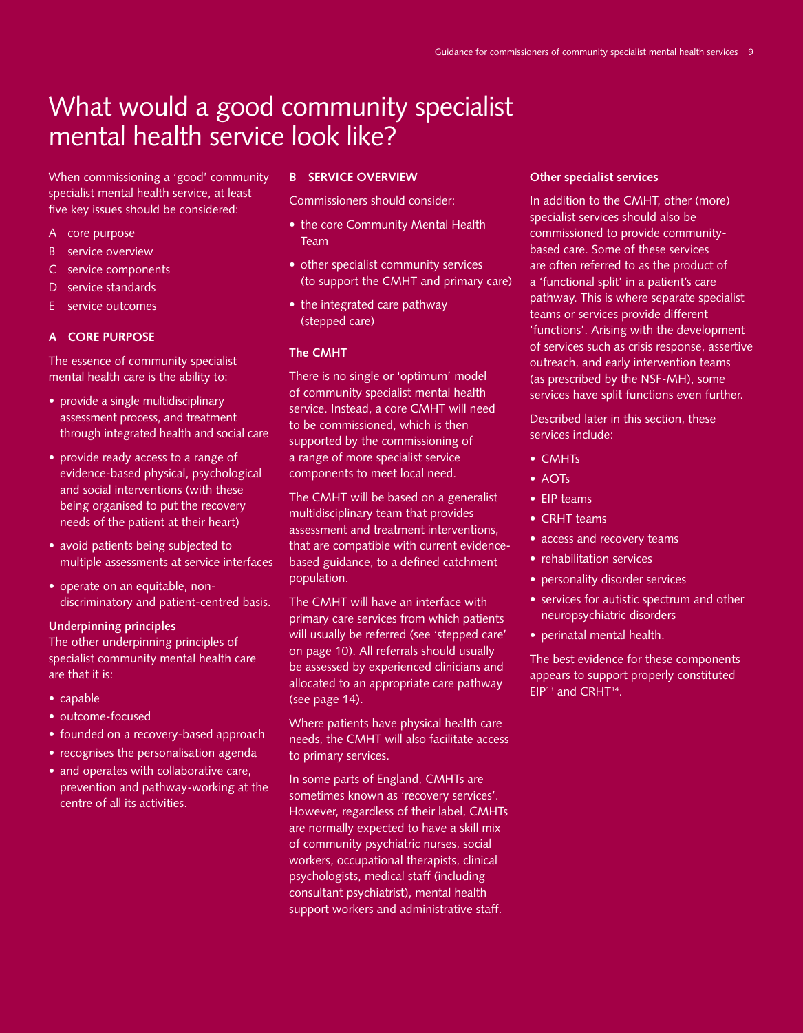# What would a good community specialist mental health service look like?

When commissioning a 'good' community specialist mental health service, at least five key issues should be considered:

- A core purpose
- B service overview
- C service components
- D service standards
- E service outcomes

## A CORE PURPOSE

The essence of community specialist mental health care is the ability to:

- provide a single multidisciplinary assessment process, and treatment through integrated health and social care
- provide ready access to a range of evidence-based physical, psychological and social interventions (with these being organised to put the recovery needs of the patient at their heart)
- avoid patients being subjected to multiple assessments at service interfaces
- operate on an equitable, non-discriminatory and patient-centred basis.

### Underpinning principles

The other underpinning principles of specialist community mental health care are that it is:

- capable
- outcome-focused
- founded on a recovery-based approach
- recognises the personalisation agenda
- and operates with collaborative care, prevention and pathway-working at the centre of all its activities.

## B SERVICE OVERVIEW

Commissioners should consider:

- the core Community Mental Health Team
- other specialist community services (to support the CMHT and primary care)
- the integrated care pathway (stepped care)

### The CMHT

There is no single or 'optimum' model of community specialist mental health service. Instead, a core CMHT will need to be commissioned, which is then supported by the commissioning of a range of more specialist service components to meet local need.

The CMHT will be based on a generalist multidisciplinary team that provides assessment and treatment interventions, that are compatible with current evidence-based guidance, to a defined catchment population.

The CMHT will have an interface with primary care services from which patients will usually be referred (see 'stepped care' on page 10). All referrals should usually be assessed by experienced clinicians and allocated to an appropriate care pathway (see page 14).

Where patients have physical health care needs, the CMHT will also facilitate access to primary services.

In some parts of England, CMHTs are sometimes known as 'recovery services'. However, regardless of their label, CMHTs are normally expected to have a skill mix of community psychiatric nurses, social workers, occupational therapists, clinical psychologists, medical staff (including consultant psychiatrist), mental health support workers and administrative staff.

### Other specialist services

In addition to the CMHT, other (more) specialist services should also be commissioned to provide community-based care. Some of these services are often referred to as the product of a 'functional split' in a patient's care pathway. This is where separate specialist teams or services provide different 'functions'. Arising with the development of services such as crisis response, assertive outreach, and early intervention teams (as prescribed by the NSF-MH), some services have split functions even further.

Described later in this section, these services include:

- CMHTs
- AOTs
- EIP teams
- CRHT teams
- access and recovery teams
- rehabilitation services
- personality disorder services
- services for autistic spectrum and other neuropsychiatric disorders
- perinatal mental health.

The best evidence for these components appears to support properly constituted EIP[13] and CRHT[14].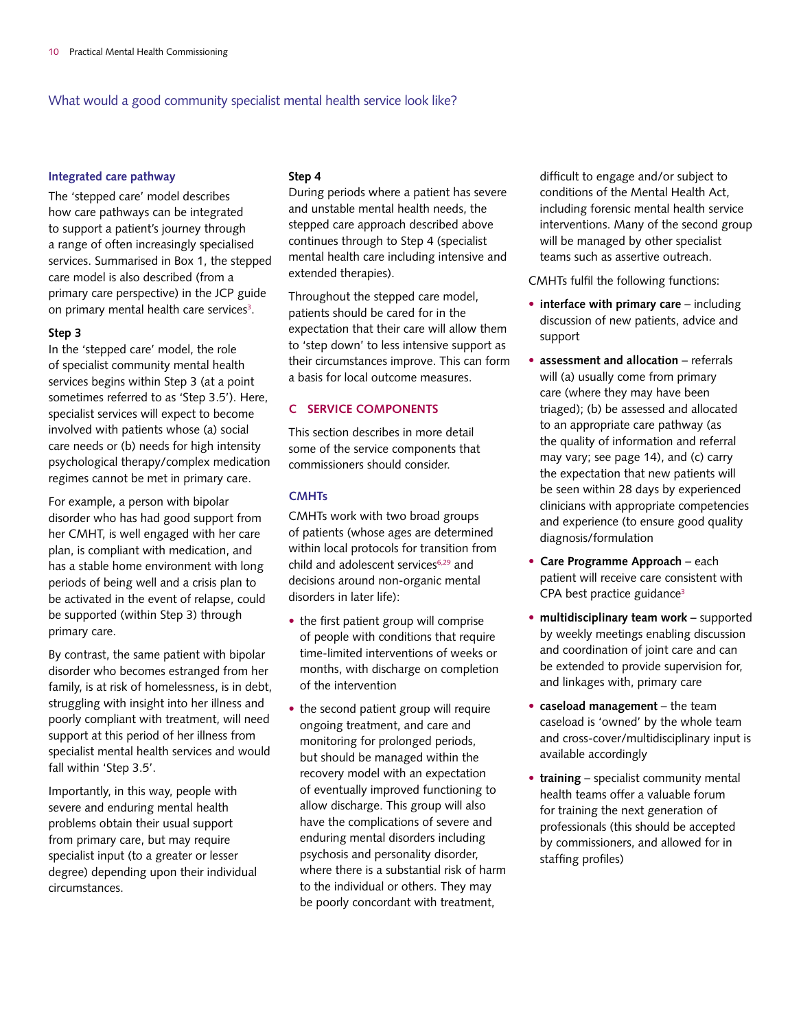## What would a good community specialist mental health service look like?

### Integrated care pathway

The 'stepped care' model describes how care pathways can be integrated to support a patient's journey through a range of often increasingly specialised services. Summarised in Box 1, the stepped care model is also described (from a primary care perspective) in the JCP guide on primary mental health care services[3].

**Step 3**

In the 'stepped care' model, the role of specialist community mental health services begins within Step 3 (at a point sometimes referred to as 'Step 3.5'). Here, specialist services will expect to become involved with patients whose (a) social care needs or (b) needs for high intensity psychological therapy/complex medication regimes cannot be met in primary care.

For example, a person with bipolar disorder who has had good support from her CMHT, is well engaged with her care plan, is compliant with medication, and has a stable home environment with long periods of being well and a crisis plan to be activated in the event of relapse, could be supported (within Step 3) through primary care.

By contrast, the same patient with bipolar disorder who becomes estranged from her family, is at risk of homelessness, is in debt, struggling with insight into her illness and poorly compliant with treatment, will need support at this period of her illness from specialist mental health services and would fall within 'Step 3.5'.

Importantly, in this way, people with severe and enduring mental health problems obtain their usual support from primary care, but may require specialist input (to a greater or lesser degree) depending upon their individual circumstances.

**Step 4**

During periods where a patient has severe and unstable mental health needs, the stepped care approach described above continues through to Step 4 (specialist mental health care including intensive and extended therapies).

Throughout the stepped care model, patients should be cared for in the expectation that their care will allow them to 'step down' to less intensive support as their circumstances improve. This can form a basis for local outcome measures.

## C SERVICE COMPONENTS

This section describes in more detail some of the service components that commissioners should consider.

### CMHTs

CMHTs work with two broad groups of patients (whose ages are determined within local protocols for transition from child and adolescent services[6,29] and decisions around non-organic mental disorders in later life):

- the first patient group will comprise of people with conditions that require time-limited interventions of weeks or months, with discharge on completion of the intervention
- the second patient group will require ongoing treatment, and care and monitoring for prolonged periods, but should be managed within the recovery model with an expectation of eventually improved functioning to allow discharge. This group will also have the complications of severe and enduring mental disorders including psychosis and personality disorder, where there is a substantial risk of harm to the individual or others. They may be poorly concordant with treatment, difficult to engage and/or subject to conditions of the Mental Health Act, including forensic mental health service interventions. Many of the second group will be managed by other specialist teams such as assertive outreach.

CMHTs fulfil the following functions:

- **interface with primary care** – including discussion of new patients, advice and support
- **assessment and allocation** – referrals will (a) usually come from primary care (where they may have been triaged); (b) be assessed and allocated to an appropriate care pathway (as the quality of information and referral may vary; see page 14), and (c) carry the expectation that new patients will be seen within 28 days by experienced clinicians with appropriate competencies and experience (to ensure good quality diagnosis/formulation
- **Care Programme Approach** – each patient will receive care consistent with CPA best practice guidance[3]
- **multidisciplinary team work** – supported by weekly meetings enabling discussion and coordination of joint care and can be extended to provide supervision for, and linkages with, primary care
- **caseload management** – the team caseload is 'owned' by the whole team and cross-cover/multidisciplinary input is available accordingly
- **training** – specialist community mental health teams offer a valuable forum for training the next generation of professionals (this should be accepted by commissioners, and allowed for in staffing profiles)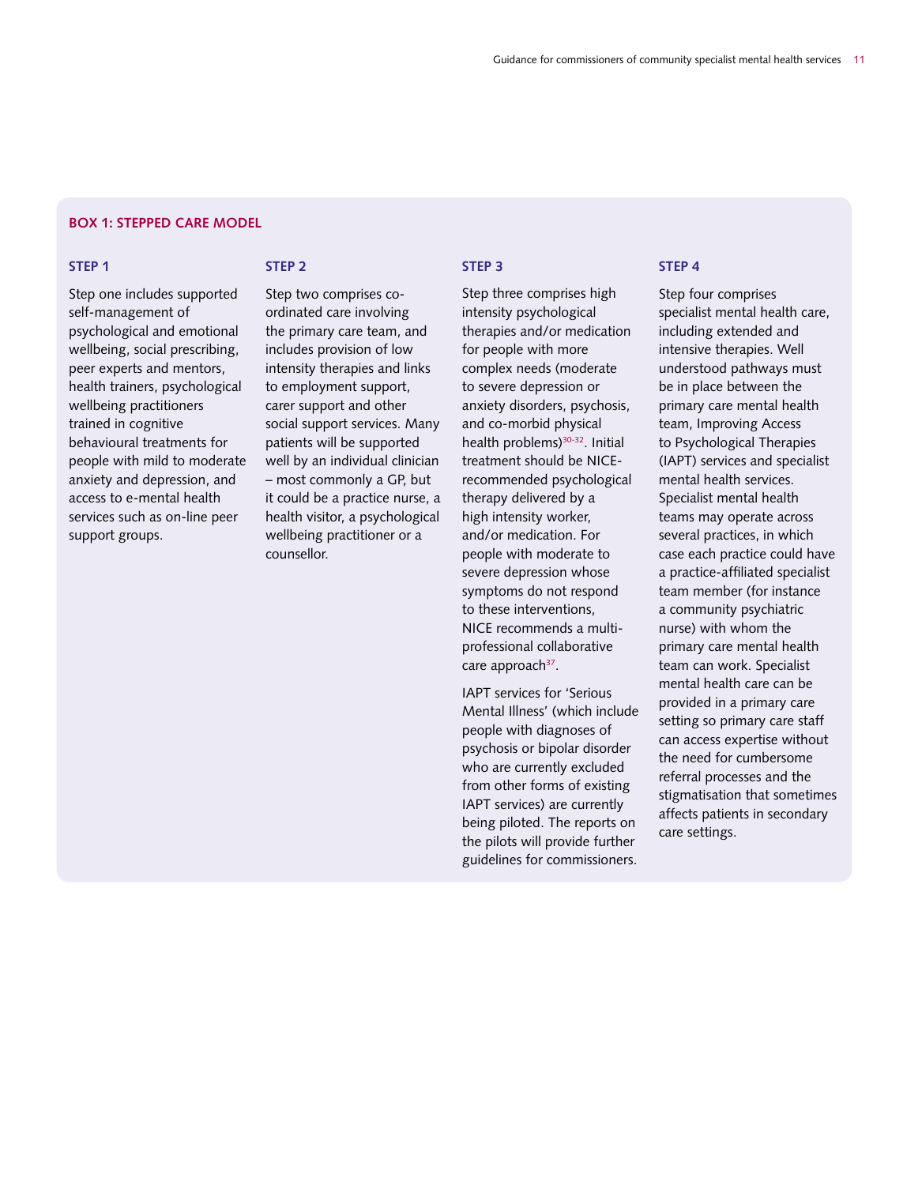## BOX 1: STEPPED CARE MODEL

### STEP 1

Step one includes supported self-management of psychological and emotional wellbeing, social prescribing, peer experts and mentors, health trainers, psychological wellbeing practitioners trained in cognitive behavioural treatments for people with mild to moderate anxiety and depression, and access to e-mental health services such as on-line peer support groups.

### STEP 2

Step two comprises co-ordinated care involving the primary care team, and includes provision of low intensity therapies and links to employment support, carer support and other social support services. Many patients will be supported well by an individual clinician – most commonly a GP, but it could be a practice nurse, a health visitor, a psychological wellbeing practitioner or a counsellor.

### STEP 3

Step three comprises high intensity psychological therapies and/or medication for people with more complex needs (moderate to severe depression or anxiety disorders, psychosis, and co-morbid physical health problems)[30-32]. Initial treatment should be NICE-recommended psychological therapy delivered by a high intensity worker, and/or medication. For people with moderate to severe depression whose symptoms do not respond to these interventions, NICE recommends a multi-professional collaborative care approach[37].

IAPT services for 'Serious Mental Illness' (which include people with diagnoses of psychosis or bipolar disorder who are currently excluded from other forms of existing IAPT services) are currently being piloted. The reports on the pilots will provide further guidelines for commissioners.

### STEP 4

Step four comprises specialist mental health care, including extended and intensive therapies. Well understood pathways must be in place between the primary care mental health team, Improving Access to Psychological Therapies (IAPT) services and specialist mental health services. Specialist mental health teams may operate across several practices, in which case each practice could have a practice-affiliated specialist team member (for instance a community psychiatric nurse) with whom the primary care mental health team can work. Specialist mental health care can be provided in a primary care setting so primary care staff can access expertise without the need for cumbersome referral processes and the stigmatisation that sometimes affects patients in secondary care settings.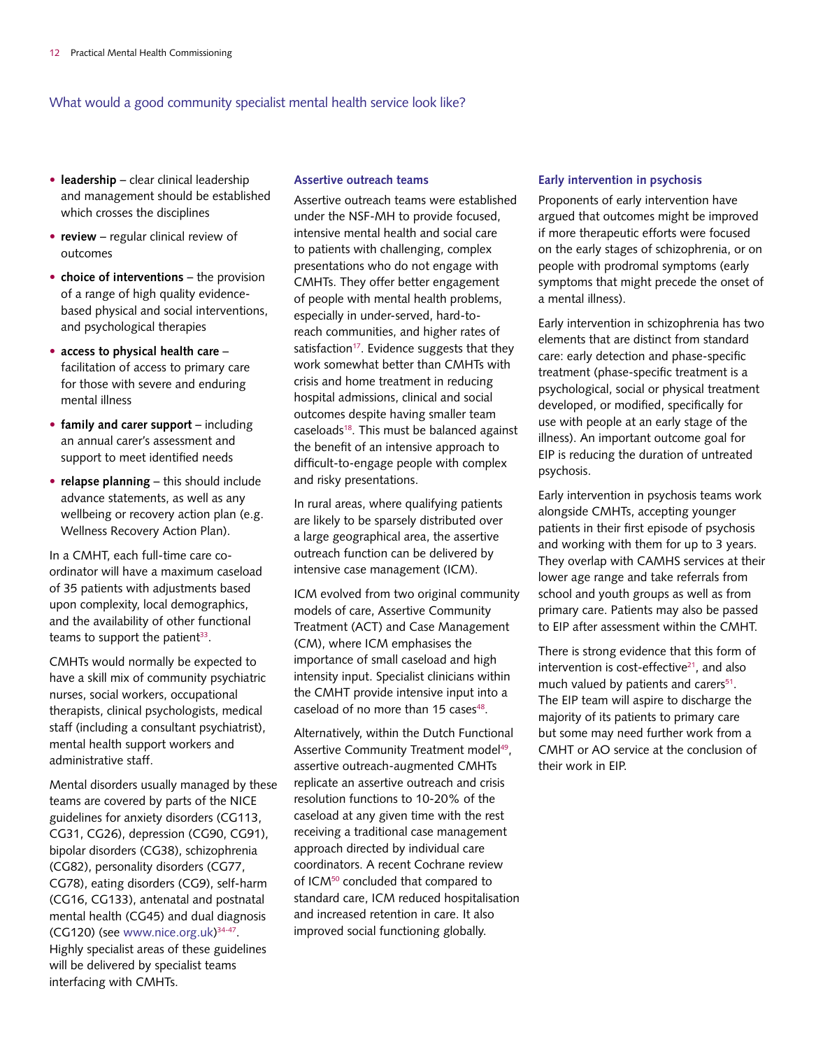## What would a good community specialist mental health service look like?

- **leadership** – clear clinical leadership and management should be established which crosses the disciplines
- **review** – regular clinical review of outcomes
- **choice of interventions** – the provision of a range of high quality evidence-based physical and social interventions, and psychological therapies
- **access to physical health care** – facilitation of access to primary care for those with severe and enduring mental illness
- **family and carer support** – including an annual carer's assessment and support to meet identified needs
- **relapse planning** – this should include advance statements, as well as any wellbeing or recovery action plan (e.g. Wellness Recovery Action Plan).

In a CMHT, each full-time care co-ordinator will have a maximum caseload of 35 patients with adjustments based upon complexity, local demographics, and the availability of other functional teams to support the patient[33].

CMHTs would normally be expected to have a skill mix of community psychiatric nurses, social workers, occupational therapists, clinical psychologists, medical staff (including a consultant psychiatrist), mental health support workers and administrative staff.

Mental disorders usually managed by these teams are covered by parts of the NICE guidelines for anxiety disorders (CG113, CG31, CG26), depression (CG90, CG91), bipolar disorders (CG38), schizophrenia (CG82), personality disorders (CG77, CG78), eating disorders (CG9), self-harm (CG16, CG133), antenatal and postnatal mental health (CG45) and dual diagnosis (CG120) (see www.nice.org.uk)[34-47]. Highly specialist areas of these guidelines will be delivered by specialist teams interfacing with CMHTs.

### Assertive outreach teams

Assertive outreach teams were established under the NSF-MH to provide focused, intensive mental health and social care to patients with challenging, complex presentations who do not engage with CMHTs. They offer better engagement of people with mental health problems, especially in under-served, hard-to-reach communities, and higher rates of satisfaction[17]. Evidence suggests that they work somewhat better than CMHTs with crisis and home treatment in reducing hospital admissions, clinical and social outcomes despite having smaller team caseloads[18]. This must be balanced against the benefit of an intensive approach to difficult-to-engage people with complex and risky presentations.

In rural areas, where qualifying patients are likely to be sparsely distributed over a large geographical area, the assertive outreach function can be delivered by intensive case management (ICM).

ICM evolved from two original community models of care, Assertive Community Treatment (ACT) and Case Management (CM), where ICM emphasises the importance of small caseload and high intensity input. Specialist clinicians within the CMHT provide intensive input into a caseload of no more than 15 cases[48].

Alternatively, within the Dutch Functional Assertive Community Treatment model[49], assertive outreach-augmented CMHTs replicate an assertive outreach and crisis resolution functions to 10-20% of the caseload at any given time with the rest receiving a traditional case management approach directed by individual care coordinators. A recent Cochrane review of ICM[50] concluded that compared to standard care, ICM reduced hospitalisation and increased retention in care. It also improved social functioning globally.

### Early intervention in psychosis

Proponents of early intervention have argued that outcomes might be improved if more therapeutic efforts were focused on the early stages of schizophrenia, or on people with prodromal symptoms (early symptoms that might precede the onset of a mental illness).

Early intervention in schizophrenia has two elements that are distinct from standard care: early detection and phase-specific treatment (phase-specific treatment is a psychological, social or physical treatment developed, or modified, specifically for use with people at an early stage of the illness). An important outcome goal for EIP is reducing the duration of untreated psychosis.

Early intervention in psychosis teams work alongside CMHTs, accepting younger patients in their first episode of psychosis and working with them for up to 3 years. They overlap with CAMHS services at their lower age range and take referrals from school and youth groups as well as from primary care. Patients may also be passed to EIP after assessment within the CMHT.

There is strong evidence that this form of intervention is cost-effective[21], and also much valued by patients and carers[51]. The EIP team will aspire to discharge the majority of its patients to primary care but some may need further work from a CMHT or AO service at the conclusion of their work in EIP.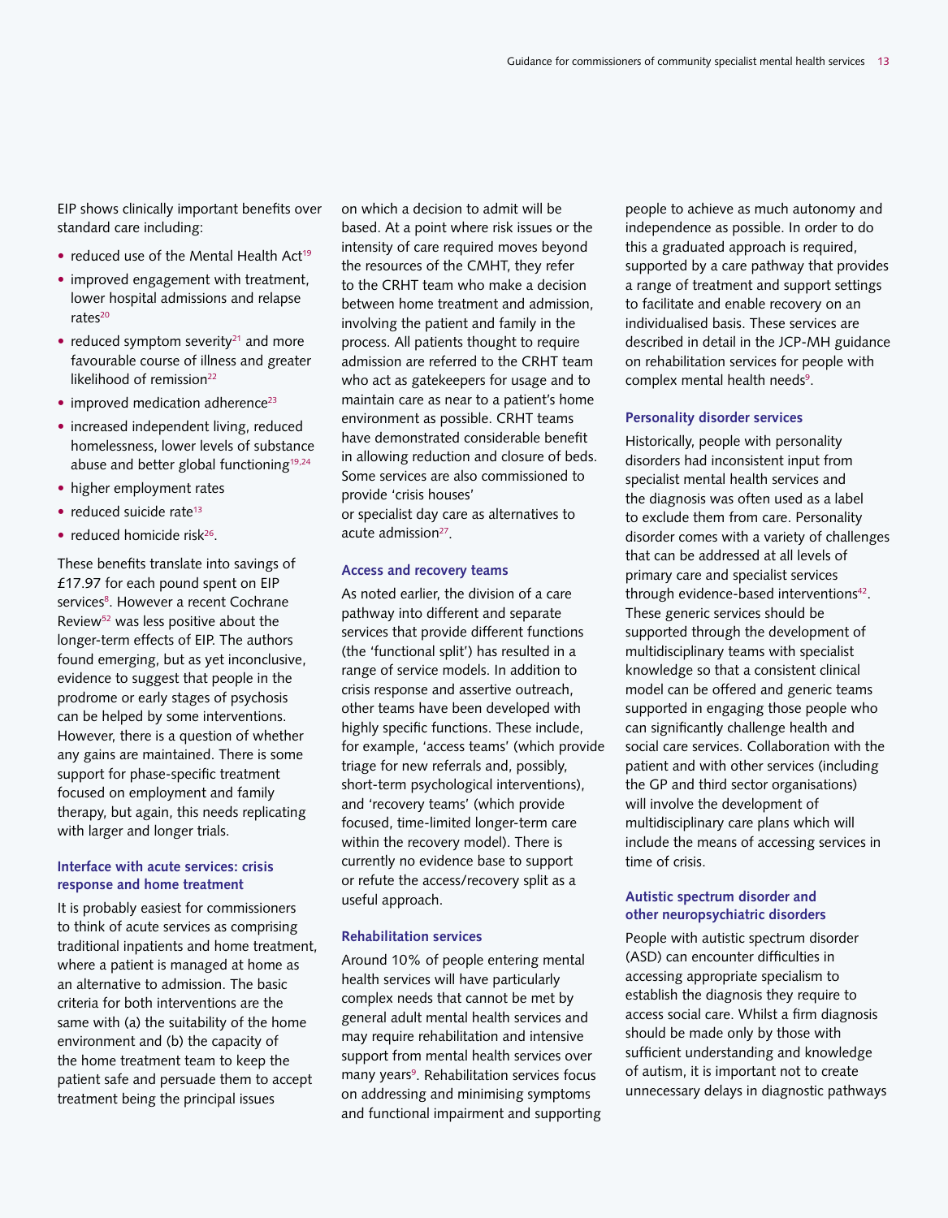EIP shows clinically important benefits over standard care including:

- reduced use of the Mental Health Act[19]
- improved engagement with treatment, lower hospital admissions and relapse rates[20]
- reduced symptom severity[21] and more favourable course of illness and greater likelihood of remission[22]
- improved medication adherence[23]
- increased independent living, reduced homelessness, lower levels of substance abuse and better global functioning[19,24]
- higher employment rates
- reduced suicide rate[13]
- reduced homicide risk[26].

These benefits translate into savings of £17.97 for each pound spent on EIP services[8]. However a recent Cochrane Review[52] was less positive about the longer-term effects of EIP. The authors found emerging, but as yet inconclusive, evidence to suggest that people in the prodrome or early stages of psychosis can be helped by some interventions. However, there is a question of whether any gains are maintained. There is some support for phase-specific treatment focused on employment and family therapy, but again, this needs replicating with larger and longer trials.

### Interface with acute services: crisis response and home treatment

It is probably easiest for commissioners to think of acute services as comprising traditional inpatients and home treatment, where a patient is managed at home as an alternative to admission. The basic criteria for both interventions are the same with (a) the suitability of the home environment and (b) the capacity of the home treatment team to keep the patient safe and persuade them to accept treatment being the principal issues on which a decision to admit will be based. At a point where risk issues or the intensity of care required moves beyond the resources of the CMHT, they refer to the CRHT team who make a decision between home treatment and admission, involving the patient and family in the process. All patients thought to require admission are referred to the CRHT team who act as gatekeepers for usage and to maintain care as near to a patient's home environment as possible. CRHT teams have demonstrated considerable benefit in allowing reduction and closure of beds. Some services are also commissioned to provide 'crisis houses' or specialist day care as alternatives to acute admission[27].

### Access and recovery teams

As noted earlier, the division of a care pathway into different and separate services that provide different functions (the 'functional split') has resulted in a range of service models. In addition to crisis response and assertive outreach, other teams have been developed with highly specific functions. These include, for example, 'access teams' (which provide triage for new referrals and, possibly, short-term psychological interventions), and 'recovery teams' (which provide focused, time-limited longer-term care within the recovery model). There is currently no evidence base to support or refute the access/recovery split as a useful approach.

### Rehabilitation services

Around 10% of people entering mental health services will have particularly complex needs that cannot be met by general adult mental health services and may require rehabilitation and intensive support from mental health services over many years[9]. Rehabilitation services focus on addressing and minimising symptoms and functional impairment and supporting people to achieve as much autonomy and independence as possible. In order to do this a graduated approach is required, supported by a care pathway that provides a range of treatment and support settings to facilitate and enable recovery on an individualised basis. These services are described in detail in the JCP-MH guidance on rehabilitation services for people with complex mental health needs[9].

### Personality disorder services

Historically, people with personality disorders had inconsistent input from specialist mental health services and the diagnosis was often used as a label to exclude them from care. Personality disorder comes with a variety of challenges that can be addressed at all levels of primary care and specialist services through evidence-based interventions[42]. These generic services should be supported through the development of multidisciplinary teams with specialist knowledge so that a consistent clinical model can be offered and generic teams supported in engaging those people who can significantly challenge health and social care services. Collaboration with the patient and with other services (including the GP and third sector organisations) will involve the development of multidisciplinary care plans which will include the means of accessing services in time of crisis.

### Autistic spectrum disorder and other neuropsychiatric disorders

People with autistic spectrum disorder (ASD) can encounter difficulties in accessing appropriate specialism to establish the diagnosis they require to access social care. Whilst a firm diagnosis should be made only by those with sufficient understanding and knowledge of autism, it is important not to create unnecessary delays in diagnostic pathways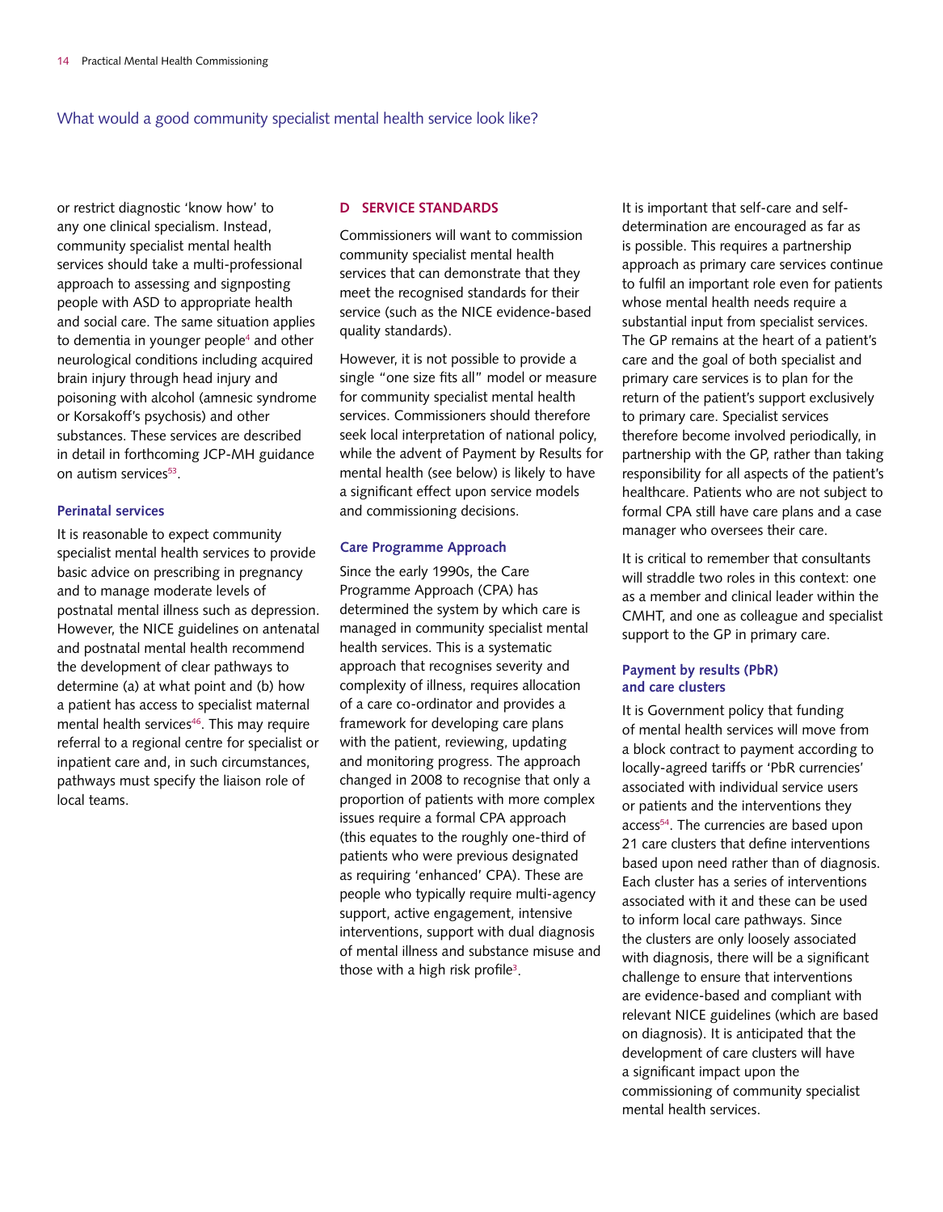or restrict diagnostic 'know how' to any one clinical specialism. Instead, community specialist mental health services should take a multi-professional approach to assessing and signposting people with ASD to appropriate health and social care. The same situation applies to dementia in younger people[4] and other neurological conditions including acquired brain injury through head injury and poisoning with alcohol (amnesic syndrome or Korsakoff's psychosis) and other substances. These services are described in detail in forthcoming JCP-MH guidance on autism services[53].

### Perinatal services

It is reasonable to expect community specialist mental health services to provide basic advice on prescribing in pregnancy and to manage moderate levels of postnatal mental illness such as depression. However, the NICE guidelines on antenatal and postnatal mental health recommend the development of clear pathways to determine (a) at what point and (b) how a patient has access to specialist maternal mental health services[46]. This may require referral to a regional centre for specialist or inpatient care and, in such circumstances, pathways must specify the liaison role of local teams.

## D SERVICE STANDARDS

Commissioners will want to commission community specialist mental health services that can demonstrate that they meet the recognised standards for their service (such as the NICE evidence-based quality standards).

However, it is not possible to provide a single "one size fits all" model or measure for community specialist mental health services. Commissioners should therefore seek local interpretation of national policy, while the advent of Payment by Results for mental health (see below) is likely to have a significant effect upon service models and commissioning decisions.

### Care Programme Approach

Since the early 1990s, the Care Programme Approach (CPA) has determined the system by which care is managed in community specialist mental health services. This is a systematic approach that recognises severity and complexity of illness, requires allocation of a care co-ordinator and provides a framework for developing care plans with the patient, reviewing, updating and monitoring progress. The approach changed in 2008 to recognise that only a proportion of patients with more complex issues require a formal CPA approach (this equates to the roughly one-third of patients who were previous designated as requiring 'enhanced' CPA). These are people who typically require multi-agency support, active engagement, intensive interventions, support with dual diagnosis of mental illness and substance misuse and those with a high risk profile[3].

It is important that self-care and self-determination are encouraged as far as is possible. This requires a partnership approach as primary care services continue to fulfil an important role even for patients whose mental health needs require a substantial input from specialist services. The GP remains at the heart of a patient's care and the goal of both specialist and primary care services is to plan for the return of the patient's support exclusively to primary care. Specialist services therefore become involved periodically, in partnership with the GP, rather than taking responsibility for all aspects of the patient's healthcare. Patients who are not subject to formal CPA still have care plans and a case manager who oversees their care.

It is critical to remember that consultants will straddle two roles in this context: one as a member and clinical leader within the CMHT, and one as colleague and specialist support to the GP in primary care.

### Payment by results (PbR) and care clusters

It is Government policy that funding of mental health services will move from a block contract to payment according to locally-agreed tariffs or 'PbR currencies' associated with individual service users or patients and the interventions they access[54]. The currencies are based upon 21 care clusters that define interventions based upon need rather than of diagnosis. Each cluster has a series of interventions associated with it and these can be used to inform local care pathways. Since the clusters are only loosely associated with diagnosis, there will be a significant challenge to ensure that interventions are evidence-based and compliant with relevant NICE guidelines (which are based on diagnosis). It is anticipated that the development of care clusters will have a significant impact upon the commissioning of community specialist mental health services.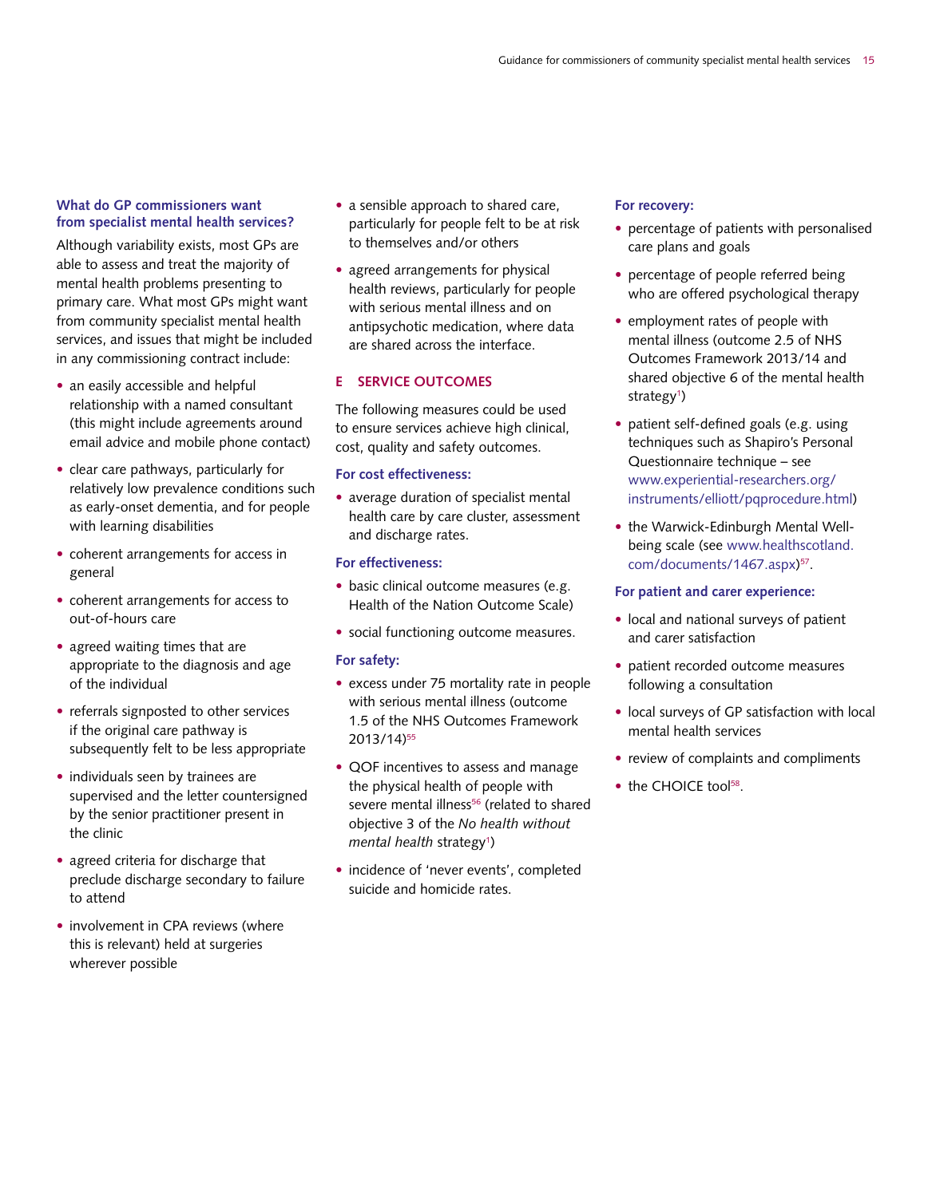### What do GP commissioners want from specialist mental health services?

Although variability exists, most GPs are able to assess and treat the majority of mental health problems presenting to primary care. What most GPs might want from community specialist mental health services, and issues that might be included in any commissioning contract include:

- an easily accessible and helpful relationship with a named consultant (this might include agreements around email advice and mobile phone contact)
- clear care pathways, particularly for relatively low prevalence conditions such as early-onset dementia, and for people with learning disabilities
- coherent arrangements for access in general
- coherent arrangements for access to out-of-hours care
- agreed waiting times that are appropriate to the diagnosis and age of the individual
- referrals signposted to other services if the original care pathway is subsequently felt to be less appropriate
- individuals seen by trainees are supervised and the letter countersigned by the senior practitioner present in the clinic
- agreed criteria for discharge that preclude discharge secondary to failure to attend
- involvement in CPA reviews (where this is relevant) held at surgeries wherever possible
- a sensible approach to shared care, particularly for people felt to be at risk to themselves and/or others
- agreed arrangements for physical health reviews, particularly for people with serious mental illness and on antipsychotic medication, where data are shared across the interface.

## E SERVICE OUTCOMES

The following measures could be used to ensure services achieve high clinical, cost, quality and safety outcomes.

#### For cost effectiveness:

- average duration of specialist mental health care by care cluster, assessment and discharge rates.

#### For effectiveness:

- basic clinical outcome measures (e.g. Health of the Nation Outcome Scale)
- social functioning outcome measures.

#### For safety:

- excess under 75 mortality rate in people with serious mental illness (outcome 1.5 of the NHS Outcomes Framework 2013/14)[55]
- QOF incentives to assess and manage the physical health of people with severe mental illness[56] (related to shared objective 3 of the *No health without mental health* strategy[1])
- incidence of 'never events', completed suicide and homicide rates.

#### For recovery:

- percentage of patients with personalised care plans and goals
- percentage of people referred being who are offered psychological therapy
- employment rates of people with mental illness (outcome 2.5 of NHS Outcomes Framework 2013/14 and shared objective 6 of the mental health strategy[1])
- patient self-defined goals (e.g. using techniques such as Shapiro's Personal Questionnaire technique – see www.experiential-researchers.org/instruments/elliott/pqprocedure.html)
- the Warwick-Edinburgh Mental Well-being scale (see www.healthscotland.com/documents/1467.aspx)[57].

#### For patient and carer experience:

- local and national surveys of patient and carer satisfaction
- patient recorded outcome measures following a consultation
- local surveys of GP satisfaction with local mental health services
- review of complaints and compliments
- the CHOICE tool[58].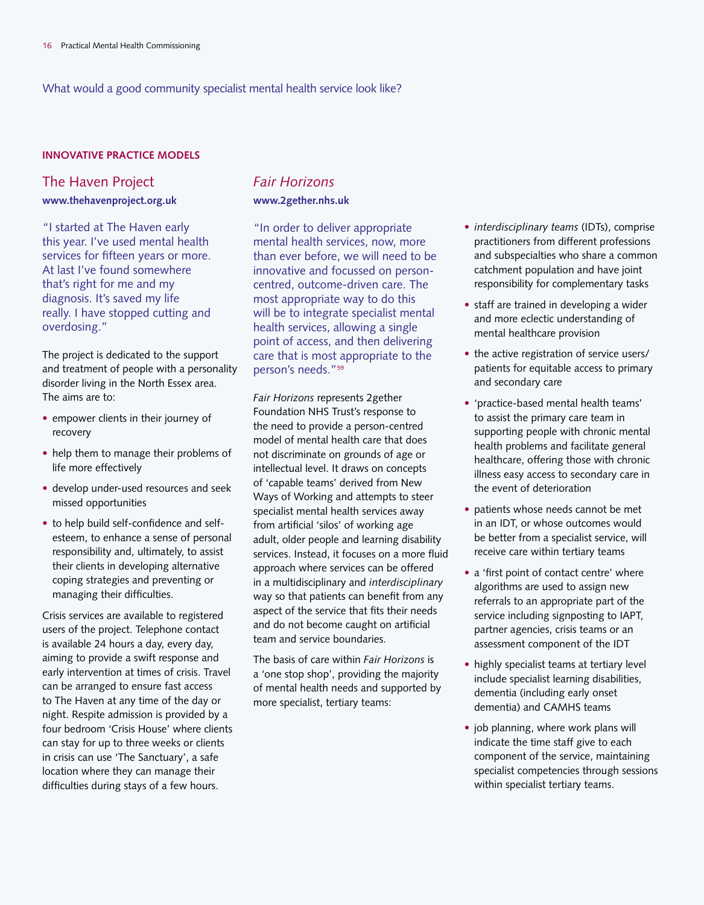What would a good community specialist mental health service look like?

## INNOVATIVE PRACTICE MODELS

### The Haven Project

**www.thehavenproject.org.uk**

"I started at The Haven early this year. I've used mental health services for fifteen years or more. At last I've found somewhere that's right for me and my diagnosis. It's saved my life really. I have stopped cutting and overdosing."

The project is dedicated to the support and treatment of people with a personality disorder living in the North Essex area. The aims are to:

- empower clients in their journey of recovery
- help them to manage their problems of life more effectively
- develop under-used resources and seek missed opportunities
- to help build self-confidence and self-esteem, to enhance a sense of personal responsibility and, ultimately, to assist their clients in developing alternative coping strategies and preventing or managing their difficulties.

Crisis services are available to registered users of the project. Telephone contact is available 24 hours a day, every day, aiming to provide a swift response and early intervention at times of crisis. Travel can be arranged to ensure fast access to The Haven at any time of the day or night. Respite admission is provided by a four bedroom 'Crisis House' where clients can stay for up to three weeks or clients in crisis can use 'The Sanctuary', a safe location where they can manage their difficulties during stays of a few hours.

### *Fair Horizons*

**www.2gether.nhs.uk**

"In order to deliver appropriate mental health services, now, more than ever before, we will need to be innovative and focussed on person-centred, outcome-driven care. The most appropriate way to do this will be to integrate specialist mental health services, allowing a single point of access, and then delivering care that is most appropriate to the person's needs."[59]

*Fair Horizons* represents 2gether Foundation NHS Trust's response to the need to provide a person-centred model of mental health care that does not discriminate on grounds of age or intellectual level. It draws on concepts of 'capable teams' derived from New Ways of Working and attempts to steer specialist mental health services away from artificial 'silos' of working age adult, older people and learning disability services. Instead, it focuses on a more fluid approach where services can be offered in a multidisciplinary and *interdisciplinary* way so that patients can benefit from any aspect of the service that fits their needs and do not become caught on artificial team and service boundaries.

The basis of care within *Fair Horizons* is a 'one stop shop', providing the majority of mental health needs and supported by more specialist, tertiary teams:

- *interdisciplinary teams* (IDTs), comprise practitioners from different professions and subspecialties who share a common catchment population and have joint responsibility for complementary tasks
- staff are trained in developing a wider and more eclectic understanding of mental healthcare provision
- the active registration of service users/patients for equitable access to primary and secondary care
- 'practice-based mental health teams' to assist the primary care team in supporting people with chronic mental health problems and facilitate general healthcare, offering those with chronic illness easy access to secondary care in the event of deterioration
- patients whose needs cannot be met in an IDT, or whose outcomes would be better from a specialist service, will receive care within tertiary teams
- a 'first point of contact centre' where algorithms are used to assign new referrals to an appropriate part of the service including signposting to IAPT, partner agencies, crisis teams or an assessment component of the IDT
- highly specialist teams at tertiary level include specialist learning disabilities, dementia (including early onset dementia) and CAMHS teams
- job planning, where work plans will indicate the time staff give to each component of the service, maintaining specialist competencies through sessions within specialist tertiary teams.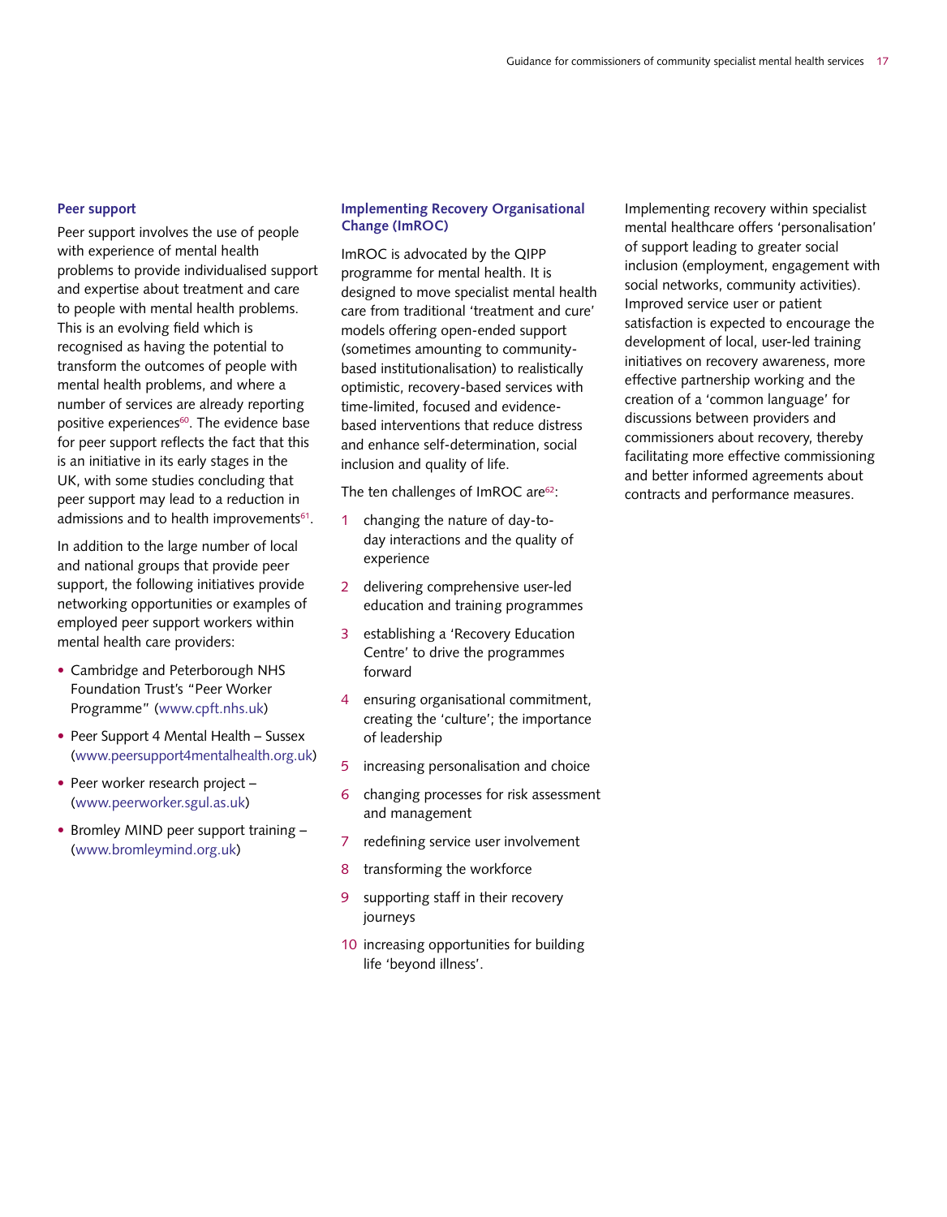### Peer support

Peer support involves the use of people with experience of mental health problems to provide individualised support and expertise about treatment and care to people with mental health problems. This is an evolving field which is recognised as having the potential to transform the outcomes of people with mental health problems, and where a number of services are already reporting positive experiences[60]. The evidence base for peer support reflects the fact that this is an initiative in its early stages in the UK, with some studies concluding that peer support may lead to a reduction in admissions and to health improvements[61].

In addition to the large number of local and national groups that provide peer support, the following initiatives provide networking opportunities or examples of employed peer support workers within mental health care providers:

- Cambridge and Peterborough NHS Foundation Trust's "Peer Worker Programme" (www.cpft.nhs.uk)
- Peer Support 4 Mental Health – Sussex (www.peersupport4mentalhealth.org.uk)
- Peer worker research project – (www.peerworker.sgul.as.uk)
- Bromley MIND peer support training – (www.bromleymind.org.uk)

### Implementing Recovery Organisational Change (ImROC)

ImROC is advocated by the QIPP programme for mental health. It is designed to move specialist mental health care from traditional 'treatment and cure' models offering open-ended support (sometimes amounting to community-based institutionalisation) to realistically optimistic, recovery-based services with time-limited, focused and evidence-based interventions that reduce distress and enhance self-determination, social inclusion and quality of life.

The ten challenges of ImROC are[62]:

1. changing the nature of day-to-day interactions and the quality of experience
2. delivering comprehensive user-led education and training programmes
3. establishing a 'Recovery Education Centre' to drive the programmes forward
4. ensuring organisational commitment, creating the 'culture'; the importance of leadership
5. increasing personalisation and choice
6. changing processes for risk assessment and management
7. redefining service user involvement
8. transforming the workforce
9. supporting staff in their recovery journeys
10. increasing opportunities for building life 'beyond illness'.

Implementing recovery within specialist mental healthcare offers 'personalisation' of support leading to greater social inclusion (employment, engagement with social networks, community activities). Improved service user or patient satisfaction is expected to encourage the development of local, user-led training initiatives on recovery awareness, more effective partnership working and the creation of a 'common language' for discussions between providers and commissioners about recovery, thereby facilitating more effective commissioning and better informed agreements about contracts and performance measures.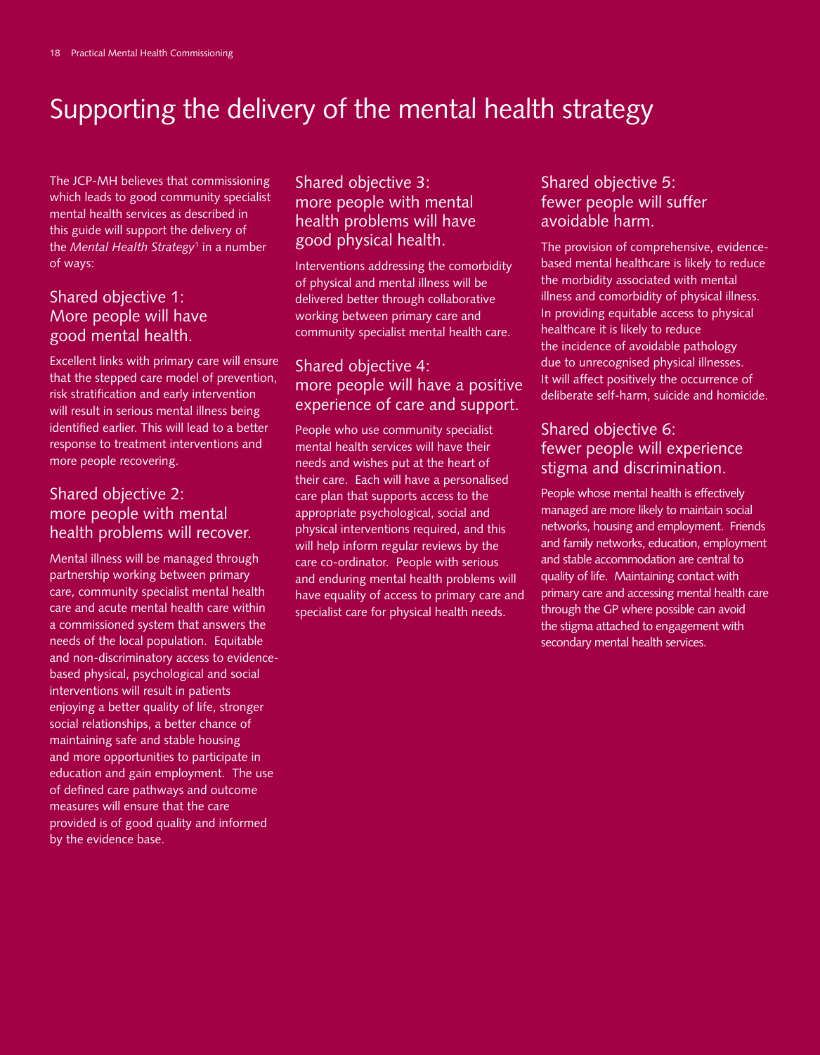# Supporting the delivery of the mental health strategy

The JCP-MH believes that commissioning which leads to good community specialist mental health services as described in this guide will support the delivery of the *Mental Health Strategy*[1] in a number of ways:

## Shared objective 1: More people will have good mental health.

Excellent links with primary care will ensure that the stepped care model of prevention, risk stratification and early intervention will result in serious mental illness being identified earlier. This will lead to a better response to treatment interventions and more people recovering.

## Shared objective 2: more people with mental health problems will recover.

Mental illness will be managed through partnership working between primary care, community specialist mental health care and acute mental health care within a commissioned system that answers the needs of the local population. Equitable and non-discriminatory access to evidence-based physical, psychological and social interventions will result in patients enjoying a better quality of life, stronger social relationships, a better chance of maintaining safe and stable housing and more opportunities to participate in education and gain employment. The use of defined care pathways and outcome measures will ensure that the care provided is of good quality and informed by the evidence base.

## Shared objective 3: more people with mental health problems will have good physical health.

Interventions addressing the comorbidity of physical and mental illness will be delivered better through collaborative working between primary care and community specialist mental health care.

## Shared objective 4: more people will have a positive experience of care and support.

People who use community specialist mental health services will have their needs and wishes put at the heart of their care. Each will have a personalised care plan that supports access to the appropriate psychological, social and physical interventions required, and this will help inform regular reviews by the care co-ordinator. People with serious and enduring mental health problems will have equality of access to primary care and specialist care for physical health needs.

## Shared objective 5: fewer people will suffer avoidable harm.

The provision of comprehensive, evidence-based mental healthcare is likely to reduce the morbidity associated with mental illness and comorbidity of physical illness. In providing equitable access to physical healthcare it is likely to reduce the incidence of avoidable pathology due to unrecognised physical illnesses. It will affect positively the occurrence of deliberate self-harm, suicide and homicide.

## Shared objective 6: fewer people will experience stigma and discrimination.

People whose mental health is effectively managed are more likely to maintain social networks, housing and employment. Friends and family networks, education, employment and stable accommodation are central to quality of life. Maintaining contact with primary care and accessing mental health care through the GP where possible can avoid the stigma attached to engagement with secondary mental health services.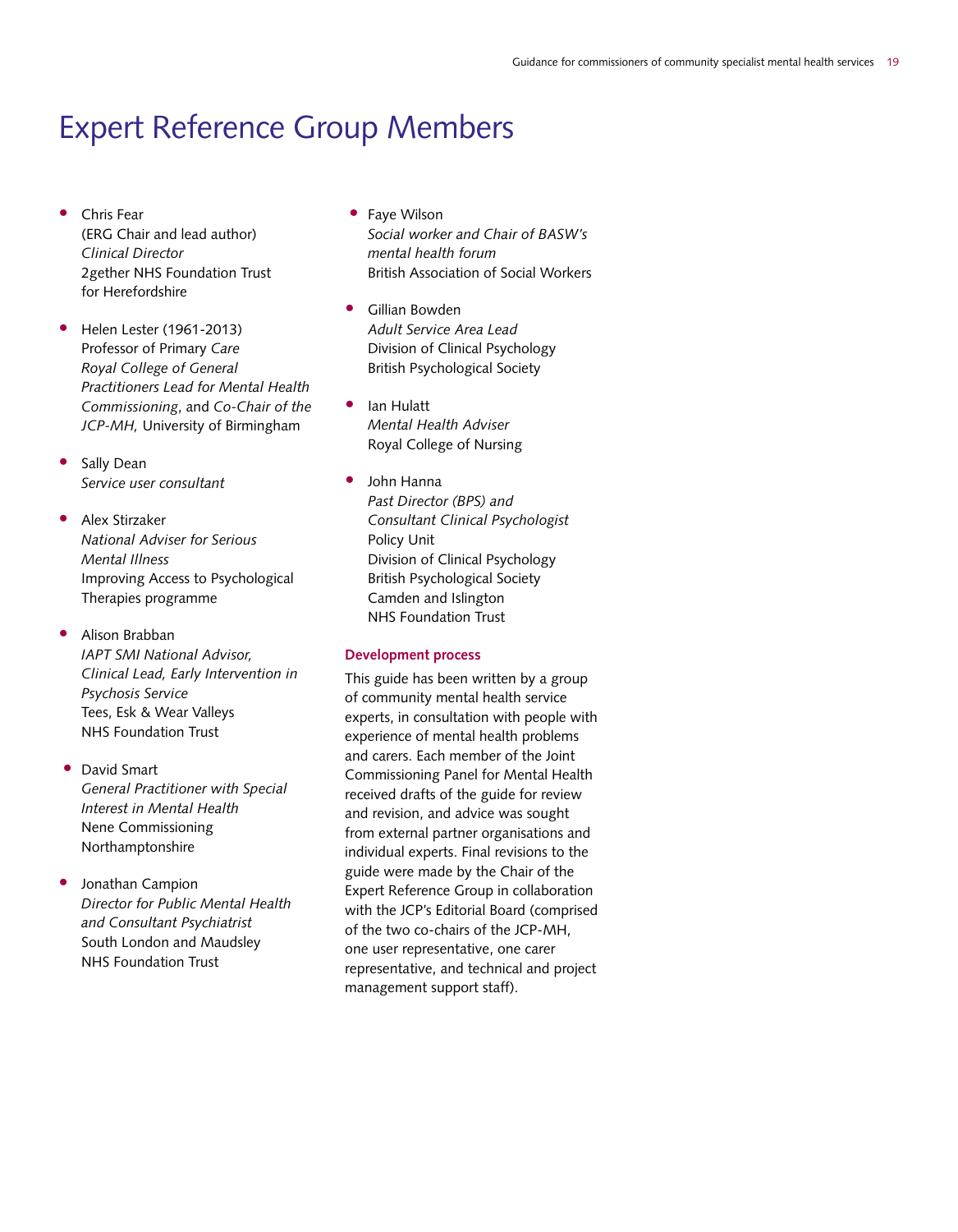# Expert Reference Group Members

- Chris Fear
  (ERG Chair and lead author)
  *Clinical Director*
  2gether NHS Foundation Trust
  for Herefordshire

- Helen Lester (1961-2013)
  Professor of Primary Care
  *Royal College of General Practitioners Lead for Mental Health Commissioning*, and *Co-Chair of the JCP-MH,* University of Birmingham

- Sally Dean
  *Service user consultant*

- Alex Stirzaker
  *National Adviser for Serious Mental Illness*
  Improving Access to Psychological Therapies programme

- Alison Brabban
  *IAPT SMI National Advisor, Clinical Lead, Early Intervention in Psychosis Service*
  Tees, Esk & Wear Valleys
  NHS Foundation Trust

- David Smart
  *General Practitioner with Special Interest in Mental Health*
  Nene Commissioning
  Northamptonshire

- Jonathan Campion
  *Director for Public Mental Health and Consultant Psychiatrist*
  South London and Maudsley
  NHS Foundation Trust

- Faye Wilson
  *Social worker and Chair of BASW's mental health forum*
  British Association of Social Workers

- Gillian Bowden
  *Adult Service Area Lead*
  Division of Clinical Psychology
  British Psychological Society

- Ian Hulatt
  *Mental Health Adviser*
  Royal College of Nursing

- John Hanna
  *Past Director (BPS) and Consultant Clinical Psychologist*
  Policy Unit
  Division of Clinical Psychology
  British Psychological Society
  Camden and Islington
  NHS Foundation Trust

**Development process**

This guide has been written by a group of community mental health service experts, in consultation with people with experience of mental health problems and carers. Each member of the Joint Commissioning Panel for Mental Health received drafts of the guide for review and revision, and advice was sought from external partner organisations and individual experts. Final revisions to the guide were made by the Chair of the Expert Reference Group in collaboration with the JCP's Editorial Board (comprised of the two co-chairs of the JCP-MH, one user representative, one carer representative, and technical and project management support staff).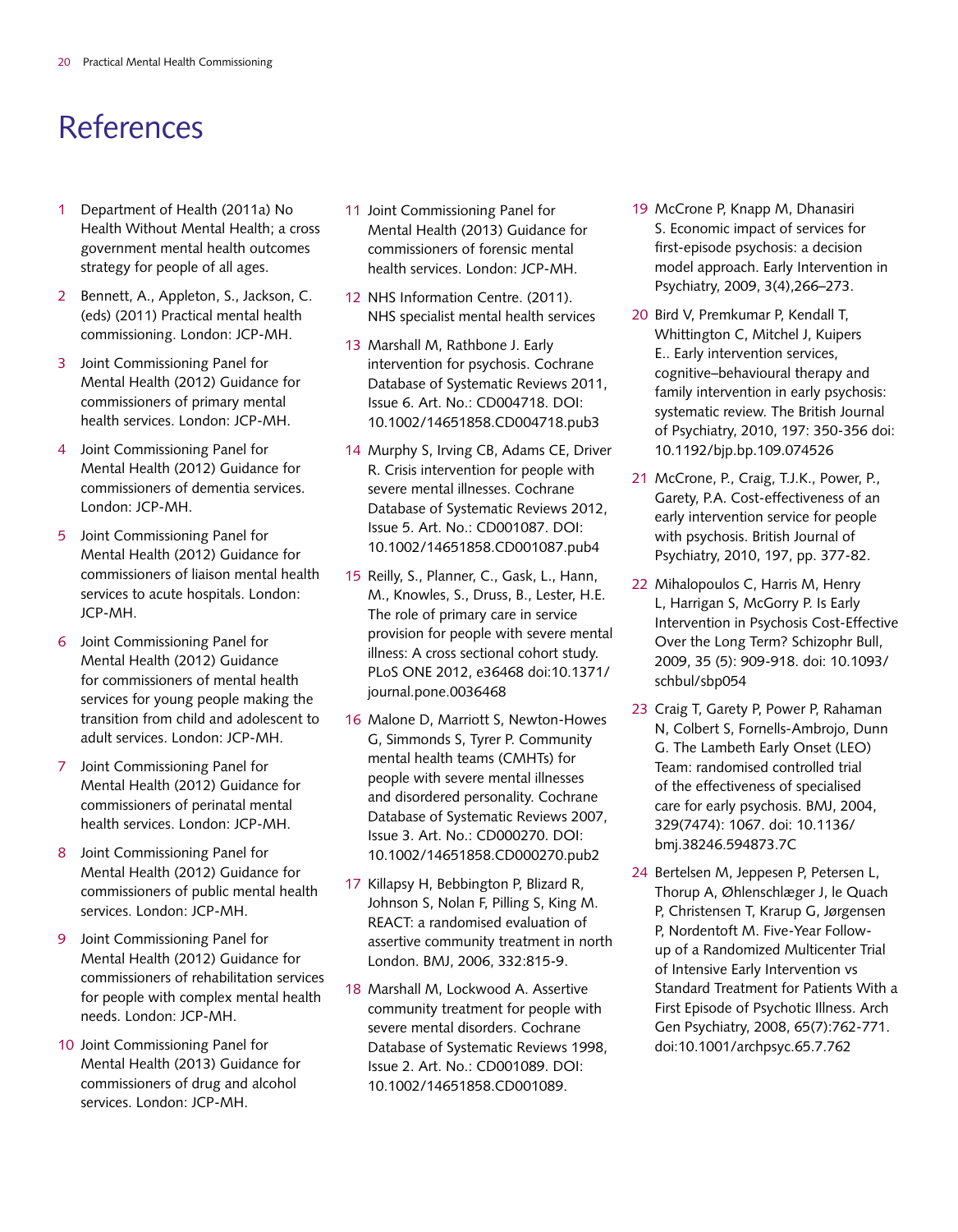# References

1. Department of Health (2011a) No Health Without Mental Health; a cross government mental health outcomes strategy for people of all ages.
2. Bennett, A., Appleton, S., Jackson, C. (eds) (2011) Practical mental health commissioning. London: JCP-MH.
3. Joint Commissioning Panel for Mental Health (2012) Guidance for commissioners of primary mental health services. London: JCP-MH.
4. Joint Commissioning Panel for Mental Health (2012) Guidance for commissioners of dementia services. London: JCP-MH.
5. Joint Commissioning Panel for Mental Health (2012) Guidance for commissioners of liaison mental health services to acute hospitals. London: JCP-MH.
6. Joint Commissioning Panel for Mental Health (2012) Guidance for commissioners of mental health services for young people making the transition from child and adolescent to adult services. London: JCP-MH.
7. Joint Commissioning Panel for Mental Health (2012) Guidance for commissioners of perinatal mental health services. London: JCP-MH.
8. Joint Commissioning Panel for Mental Health (2012) Guidance for commissioners of public mental health services. London: JCP-MH.
9. Joint Commissioning Panel for Mental Health (2012) Guidance for commissioners of rehabilitation services for people with complex mental health needs. London: JCP-MH.
10. Joint Commissioning Panel for Mental Health (2013) Guidance for commissioners of drug and alcohol services. London: JCP-MH.
11. Joint Commissioning Panel for Mental Health (2013) Guidance for commissioners of forensic mental health services. London: JCP-MH.
12. NHS Information Centre. (2011). NHS specialist mental health services
13. Marshall M, Rathbone J. Early intervention for psychosis. Cochrane Database of Systematic Reviews 2011, Issue 6. Art. No.: CD004718. DOI: 10.1002/14651858.CD004718.pub3
14. Murphy S, Irving CB, Adams CE, Driver R. Crisis intervention for people with severe mental illnesses. Cochrane Database of Systematic Reviews 2012, Issue 5. Art. No.: CD001087. DOI: 10.1002/14651858.CD001087.pub4
15. Reilly, S., Planner, C., Gask, L., Hann, M., Knowles, S., Druss, B., Lester, H.E. The role of primary care in service provision for people with severe mental illness: A cross sectional cohort study. PLoS ONE 2012, e36468 doi:10.1371/journal.pone.0036468
16. Malone D, Marriott S, Newton-Howes G, Simmonds S, Tyrer P. Community mental health teams (CMHTs) for people with severe mental illnesses and disordered personality. Cochrane Database of Systematic Reviews 2007, Issue 3. Art. No.: CD000270. DOI: 10.1002/14651858.CD000270.pub2
17. Killapsy H, Bebbington P, Blizard R, Johnson S, Nolan F, Pilling S, King M. REACT: a randomised evaluation of assertive community treatment in north London. BMJ, 2006, 332:815-9.
18. Marshall M, Lockwood A. Assertive community treatment for people with severe mental disorders. Cochrane Database of Systematic Reviews 1998, Issue 2. Art. No.: CD001089. DOI: 10.1002/14651858.CD001089.
19. McCrone P, Knapp M, Dhanasiri S. Economic impact of services for first-episode psychosis: a decision model approach. Early Intervention in Psychiatry, 2009, 3(4),266–273.
20. Bird V, Premkumar P, Kendall T, Whittington C, Mitchel J, Kuipers E.. Early intervention services, cognitive–behavioural therapy and family intervention in early psychosis: systematic review. The British Journal of Psychiatry, 2010, 197: 350-356 doi: 10.1192/bjp.bp.109.074526
21. McCrone, P., Craig, T.J.K., Power, P., Garety, P.A. Cost-effectiveness of an early intervention service for people with psychosis. British Journal of Psychiatry, 2010, 197, pp. 377-82.
22. Mihalopoulos C, Harris M, Henry L, Harrigan S, McGorry P. Is Early Intervention in Psychosis Cost-Effective Over the Long Term? Schizophr Bull, 2009, 35 (5): 909-918. doi: 10.1093/schbul/sbp054
23. Craig T, Garety P, Power P, Rahaman N, Colbert S, Fornells-Ambrojo, Dunn G. The Lambeth Early Onset (LEO) Team: randomised controlled trial of the effectiveness of specialised care for early psychosis. BMJ, 2004, 329(7474): 1067. doi: 10.1136/bmj.38246.594873.7C
24. Bertelsen M, Jeppesen P, Petersen L, Thorup A, Øhlenschlæger J, le Quach P, Christensen T, Krarup G, Jørgensen P, Nordentoft M. Five-Year Follow-up of a Randomized Multicenter Trial of Intensive Early Intervention vs Standard Treatment for Patients With a First Episode of Psychotic Illness. Arch Gen Psychiatry, 2008, 65(7):762-771. doi:10.1001/archpsyc.65.7.762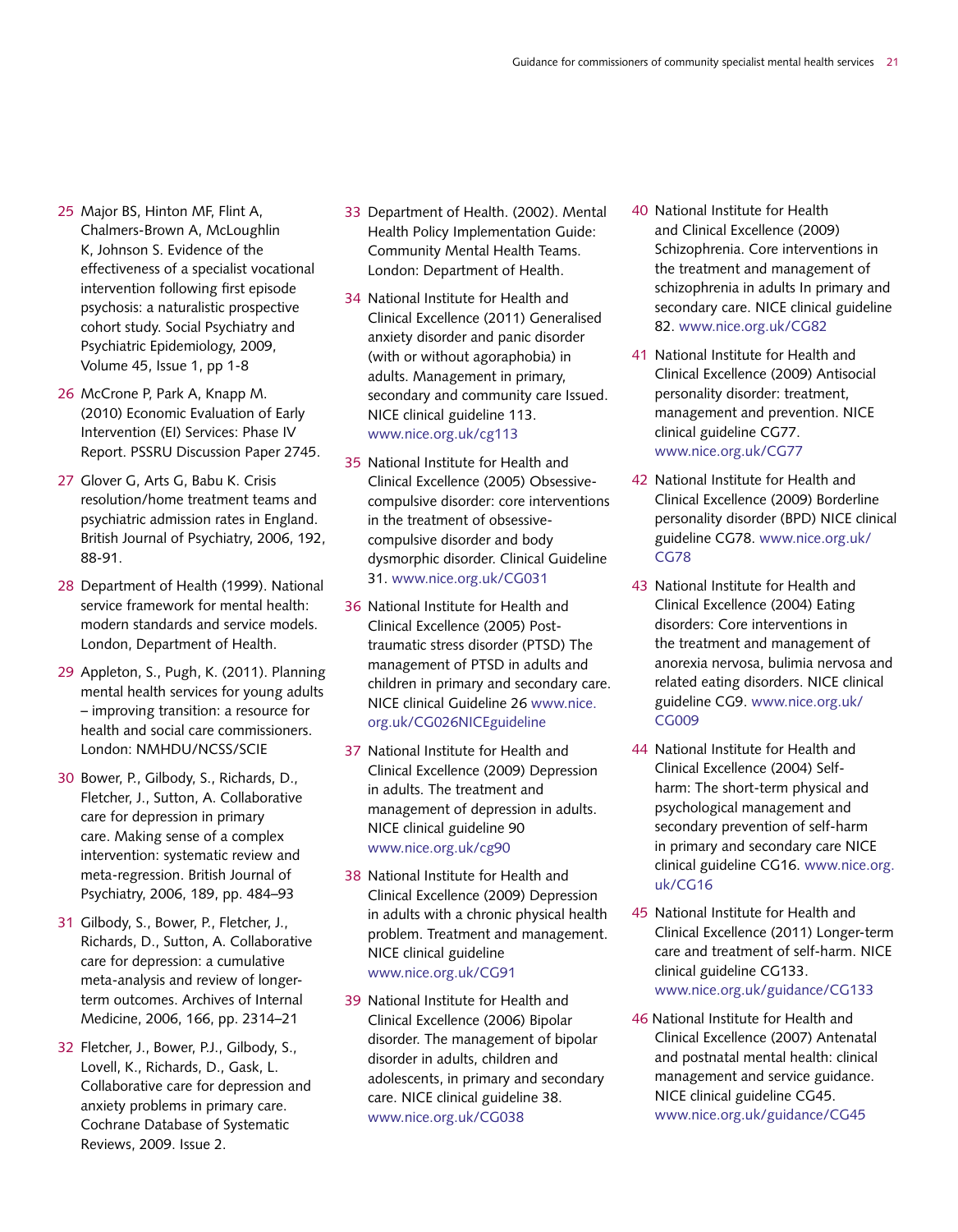25 Major BS, Hinton MF, Flint A, Chalmers-Brown A, McLoughlin K, Johnson S. Evidence of the effectiveness of a specialist vocational intervention following first episode psychosis: a naturalistic prospective cohort study. Social Psychiatry and Psychiatric Epidemiology, 2009, Volume 45, Issue 1, pp 1-8

26 McCrone P, Park A, Knapp M. (2010) Economic Evaluation of Early Intervention (EI) Services: Phase IV Report. PSSRU Discussion Paper 2745.

27 Glover G, Arts G, Babu K. Crisis resolution/home treatment teams and psychiatric admission rates in England. British Journal of Psychiatry, 2006, 192, 88-91.

28 Department of Health (1999). National service framework for mental health: modern standards and service models. London, Department of Health.

29 Appleton, S., Pugh, K. (2011). Planning mental health services for young adults – improving transition: a resource for health and social care commissioners. London: NMHDU/NCSS/SCIE

30 Bower, P., Gilbody, S., Richards, D., Fletcher, J., Sutton, A. Collaborative care for depression in primary care. Making sense of a complex intervention: systematic review and meta-regression. British Journal of Psychiatry, 2006, 189, pp. 484–93

31 Gilbody, S., Bower, P., Fletcher, J., Richards, D., Sutton, A. Collaborative care for depression: a cumulative meta-analysis and review of longer-term outcomes. Archives of Internal Medicine, 2006, 166, pp. 2314–21

32 Fletcher, J., Bower, P.J., Gilbody, S., Lovell, K., Richards, D., Gask, L. Collaborative care for depression and anxiety problems in primary care. Cochrane Database of Systematic Reviews, 2009. Issue 2.

33 Department of Health. (2002). Mental Health Policy Implementation Guide: Community Mental Health Teams. London: Department of Health.

34 National Institute for Health and Clinical Excellence (2011) Generalised anxiety disorder and panic disorder (with or without agoraphobia) in adults. Management in primary, secondary and community care Issued. NICE clinical guideline 113. www.nice.org.uk/cg113

35 National Institute for Health and Clinical Excellence (2005) Obsessive-compulsive disorder: core interventions in the treatment of obsessive-compulsive disorder and body dysmorphic disorder. Clinical Guideline 31. www.nice.org.uk/CG031

36 National Institute for Health and Clinical Excellence (2005) Post-traumatic stress disorder (PTSD) The management of PTSD in adults and children in primary and secondary care. NICE clinical Guideline 26 www.nice.org.uk/CG026NICEguideline

37 National Institute for Health and Clinical Excellence (2009) Depression in adults. The treatment and management of depression in adults. NICE clinical guideline 90 www.nice.org.uk/cg90

38 National Institute for Health and Clinical Excellence (2009) Depression in adults with a chronic physical health problem. Treatment and management. NICE clinical guideline www.nice.org.uk/CG91

39 National Institute for Health and Clinical Excellence (2006) Bipolar disorder. The management of bipolar disorder in adults, children and adolescents, in primary and secondary care. NICE clinical guideline 38. www.nice.org.uk/CG038

40 National Institute for Health and Clinical Excellence (2009) Schizophrenia. Core interventions in the treatment and management of schizophrenia in adults In primary and secondary care. NICE clinical guideline 82. www.nice.org.uk/CG82

41 National Institute for Health and Clinical Excellence (2009) Antisocial personality disorder: treatment, management and prevention. NICE clinical guideline CG77. www.nice.org.uk/CG77

42 National Institute for Health and Clinical Excellence (2009) Borderline personality disorder (BPD) NICE clinical guideline CG78. www.nice.org.uk/CG78

43 National Institute for Health and Clinical Excellence (2004) Eating disorders: Core interventions in the treatment and management of anorexia nervosa, bulimia nervosa and related eating disorders. NICE clinical guideline CG9. www.nice.org.uk/CG009

44 National Institute for Health and Clinical Excellence (2004) Self-harm: The short-term physical and psychological management and secondary prevention of self-harm in primary and secondary care NICE clinical guideline CG16. www.nice.org.uk/CG16

45 National Institute for Health and Clinical Excellence (2011) Longer-term care and treatment of self-harm. NICE clinical guideline CG133. www.nice.org.uk/guidance/CG133

46 National Institute for Health and Clinical Excellence (2007) Antenatal and postnatal mental health: clinical management and service guidance. NICE clinical guideline CG45. www.nice.org.uk/guidance/CG45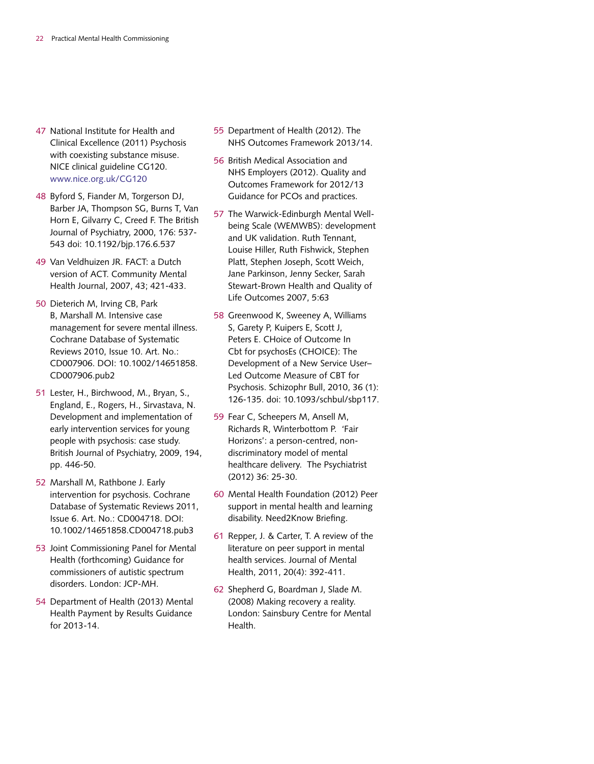47 National Institute for Health and Clinical Excellence (2011) Psychosis with coexisting substance misuse. NICE clinical guideline CG120. www.nice.org.uk/CG120

48 Byford S, Fiander M, Torgerson DJ, Barber JA, Thompson SG, Burns T, Van Horn E, Gilvarry C, Creed F. The British Journal of Psychiatry, 2000, 176: 537-543 doi: 10.1192/bjp.176.6.537

49 Van Veldhuizen JR. FACT: a Dutch version of ACT. Community Mental Health Journal, 2007, 43; 421-433.

50 Dieterich M, Irving CB, Park B, Marshall M. Intensive case management for severe mental illness. Cochrane Database of Systematic Reviews 2010, Issue 10. Art. No.: CD007906. DOI: 10.1002/14651858.CD007906.pub2

51 Lester, H., Birchwood, M., Bryan, S., England, E., Rogers, H., Sirvastava, N. Development and implementation of early intervention services for young people with psychosis: case study. British Journal of Psychiatry, 2009, 194, pp. 446-50.

52 Marshall M, Rathbone J. Early intervention for psychosis. Cochrane Database of Systematic Reviews 2011, Issue 6. Art. No.: CD004718. DOI: 10.1002/14651858.CD004718.pub3

53 Joint Commissioning Panel for Mental Health (forthcoming) Guidance for commissioners of autistic spectrum disorders. London: JCP-MH.

54 Department of Health (2013) Mental Health Payment by Results Guidance for 2013-14.

55 Department of Health (2012). The NHS Outcomes Framework 2013/14.

56 British Medical Association and NHS Employers (2012). Quality and Outcomes Framework for 2012/13 Guidance for PCOs and practices.

57 The Warwick-Edinburgh Mental Well-being Scale (WEMWBS): development and UK validation. Ruth Tennant, Louise Hiller, Ruth Fishwick, Stephen Platt, Stephen Joseph, Scott Weich, Jane Parkinson, Jenny Secker, Sarah Stewart-Brown Health and Quality of Life Outcomes 2007, 5:63

58 Greenwood K, Sweeney A, Williams S, Garety P, Kuipers E, Scott J, Peters E. CHoice of Outcome In Cbt for psychosEs (CHOICE): The Development of a New Service User–Led Outcome Measure of CBT for Psychosis. Schizophr Bull, 2010, 36 (1): 126-135. doi: 10.1093/schbul/sbp117.

59 Fear C, Scheepers M, Ansell M, Richards R, Winterbottom P. 'Fair Horizons': a person-centred, non-discriminatory model of mental healthcare delivery. The Psychiatrist (2012) 36: 25-30.

60 Mental Health Foundation (2012) Peer support in mental health and learning disability. Need2Know Briefing.

61 Repper, J. & Carter, T. A review of the literature on peer support in mental health services. Journal of Mental Health, 2011, 20(4): 392-411.

62 Shepherd G, Boardman J, Slade M. (2008) Making recovery a reality. London: Sainsbury Centre for Mental Health.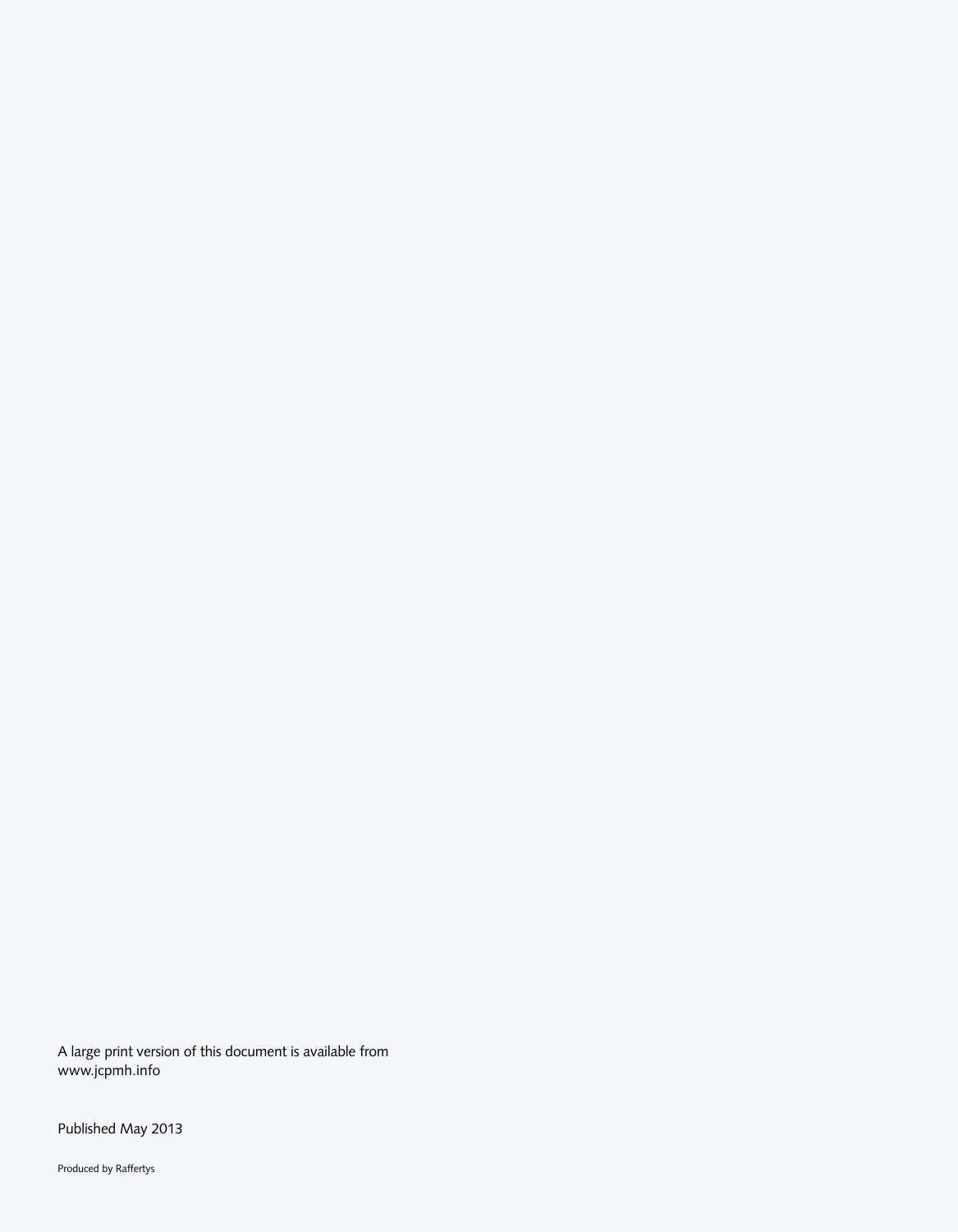A large print version of this document is available from www.jcpmh.info

Published May 2013

Produced by Raffertys